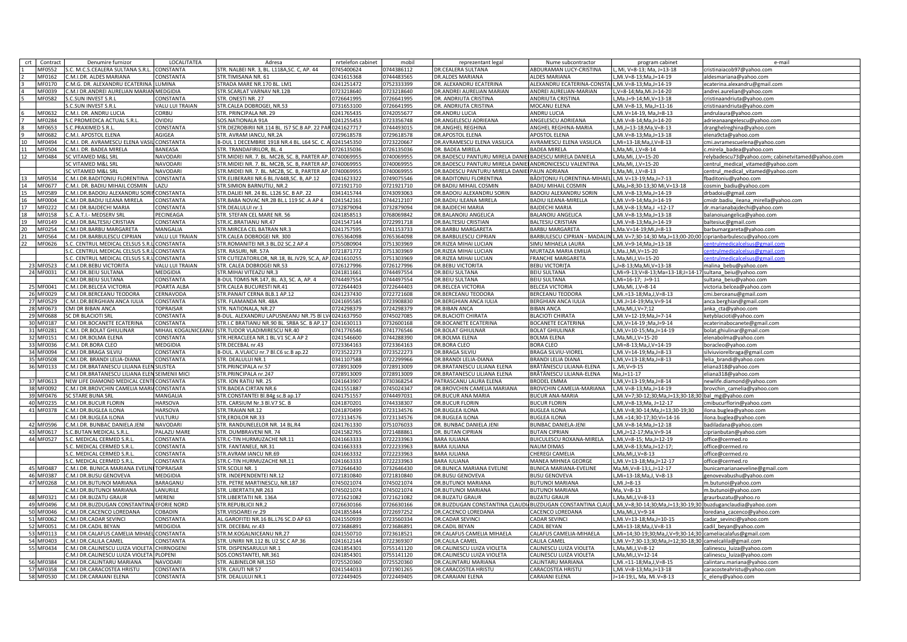| crt | Contract | Denumire furnizor | LOCALITATEA | Adresa | nrtelefon cabinet | mobil | reprezentant legal | Nume subcontractor | program cabinet | e-mail |
|---|---|---|---|---|---|---|---|---|---|---|
| 1 | MF0552 | S.C. M.C.S.CEALERA SULTANA S.R.L. | CONSTANTA | STR. NALBEI NR. 3, BL. L118A,SC. C, AP. 44 | 0745400624 | 0744386112 | DR.CEALERA SULTANA | ABDURAMAN LUCY-CRISTINA | L, Mi, V=8-13; Ma, J=13-18 | cristinaiacob97@yahoo.com |
| 2 | MF0162 | C.M.I.DR. ALDES MARIANA | CONSTANTA | STR.TIMISANA NR. 61 | 0241615368 | 0744483565 | DR.ALDES MARIANA | ALDES MARIANA | L,Mi.V=8-13;Ma,J=14-19 | aldesmariana@yahoo.com |
| 3 | MF0170 | C.M.G. DR. ALEXANDRU ECATERINA | LUMINA | STRADA MARE NR.170 BL. LM1 | 0241251472 | 0752333399 | DR. ALEXANDRU ECATERINA | ALEXANDRU ECATERINA-CONSTA | L,Mi.V=8-13,Ma,J=14-19 | ecaterina.alexandru@gmail.com |
| 4 | MF0039 | C.M.I DR.ANDREI AURELIAN MARIAN | MEDGIDIA | STR.SCARLAT VARNAV NR.12B | 0723218640 | 0723218640 | DR.ANDREI AURELIAN MARIAN | ANDREI AURELIAN-MARIAN | L,V=8-14;Ma,Mi,J=14-20 | andrei.aurelian@yahoo.com |
| 5 | MF0582 | S.C.SUN INVEST S.R.L | CONSTANTA | STR. ONESTI NR. 27 | 0726641995 | 0726641995 | DR. ANDRIUTA CRISTINA | ANDRIUTA CRISTINA | L,Ma.J=9-14;Mi,V=13-18 | cristinaandriuta@yahoo.com |
|  |  | S.C.SUN INVEST S.R.L | VALU LUI TRAIAN | STR.CALEA DOBROGEI, NR.53 | 0731653100 | 0726641995 | DR. ANDRIUTA CRISTINA | MOCANU ELENA | L,Mi.V=8-13, Ma,J=11-16 | cristinaandriuta@yahoo.com |
| 6 | MF0632 | C.M.I. DR. ANDRU LUCIA | CORBU | STR. PRINCIPALA NR. 29 | 0241765435 | 0742055677 | DR.ANDRU LUCIA | ANDRU LUCIA | L,Mi.V=14-19, Ma,J=8-13 | andrulaura@yahoo.com |
| 7 | MF0284 | S.C PROMEDICA ACTUAL S.R.L. | OVIDIU | SOS.NATIONALA 91A | 0241255453 | 0723356748 | DR.ANGELESCU ADRIEANA | ANGELESCU ADRIEANA | L,Mi.V=8-14;Ma,J=14-20 | adrieanaangelescu@yahoo.com |
| 8 | MF0653 | S.C.PRAXIMED S.R.L. | CONSTANTA | STR.DEZROBIRII NR.114 BL. IS7 SC.B AP. 22 PAR | 0241627717 | 0744493015 | DR.ANGHEL REGHINA | ANGHEL REGHINA-MARIA | L,Mi,J=13-18;Ma,V=8-13 | dranghelreghina@yahoo.com |
| 9 | MF0682 | C.M.I. APOSTOL ELENA | AGIGEA | STR. AVRAM IANCU, NR.2A | 0729618578 | 0729618578 | DR.APOSTOL ELENA | APOSTOL ELENA | L,Mi.V=8-13,Ma,J=13-18 | elena9cta@yahoo.com |
| 10 | MF0494 | C.M.I. DR. AVRAMESCU ELENA VASIL | CONSTANTA | B-DUL 1 DECEMBRIE 1918 NR.4 BL. L64 SC. C. A | 0241545350 | 0723220667 | DR.AVRAMESCU ELENA VASILICA | AVRAMESCU ELENA VASILICA | L,Mi=13-18;Ma,J,V=8-13 | cmi.avramescuelena@yahoo.com |
| 11 | MF0504 | C.M.I. DR. BADEA MIRELA | BANEASA | STR. TRANDAFIRILOR, BL. 4 | 0726135036 | 0726135036 | DR. BADEA MIRELA | BADEA MIRELA | L,Ma,Mi, J,V=8-14 | c.mirela_badea@yahoo.com |
| 12 | MF0484 | SC VITAMED M&L SRL | NAVODARI | STR.MIDIEI NR. 7. BL. MC2B, SC. B, PARTER AP. | 0740069955 | 0740069955 | DR.BADESCU PANTURU MIRELA DANIE | BADESCU MIRELA DANIELA | L,Ma,Mi, J,V=15-20 | relybadescu73@yahoo.com; cabinetvitamed@yahoo.com |
|  |  | SC VITAMED M&L SRL | NAVODARI | STR.MIDIEI NR. 7. BL. MC2B, SC. B, PARTER AP. | 0740069955 | 0740069955 | DR.BADESCU PANTURU MIRELA DANIE | ANDRONICESCU VALENTINA | L,Ma,Mi, J,V=15-20 | centrul_medical_vitamed@yahoo.com |
|  |  | SC VITAMED M&L SRL | NAVODARI | STR.MIDIEI NR. 7. BL. MC2B, SC. B, PARTER AP. | 0740069955 | 0740069955 | DR.BADESCU PANTURU MIRELA DANIE | PAUN ADRIANA | L,Ma,Mi, J,V=8-13 | centrul_medical_vitamed@yahoo.com |
| 13 | MF0534 | C.M.I.DR.BADITONIU FLORENTINA | CONSTANTA | STR.ELIBERARII NR.6 BL.IV48B,SC. B, AP.12 | 0241623322 | 0749075546 | DR.BADITONIU FLORENTINA | BĂDIȚONIU FLORENTINA-MIHAEL | L,Mi.V=13-19;Ma,J=7-13 | fbaditoniu@yahoo.com |
| 14 | MF0677 | C.M.I. DR. BADIU MIHAIL COSMIN | LAZU | STR.SIMION BARNUTIU, NR.2 | 0721921710 | 0721921710 | DR.BADIU MIHAIL COSMIN | BADIU MIHAIL COSMIN | L,Ma,J=8;30-13;30 Mi,V=13-18 | cosmin_badiu@yahoo.com |
| 15 | MF0589 | C.M.I.DR.BADOIU ALEXANDRU SORIN | CONSTANTA | STR.DALIEI NR. 24 BL. L126 SC. B AP. 22 | 0341415744 | 0743093063 | DR.BADOIU ALEXANDRU SORIN | BADOIU ALEXANDRU SORIN | L,Mi.V=8-13;Ma,J=14-19 | drbadoiu@gmail.com |
| 16 | MF0004 | C.M.I DR.BADIU ILEANA MIRELA | CONSTANTA | STR.BABA NOVAC NR.2B BL.L 119 SC .A AP 4 | 0241542161 | 0744212107 | DR.BADIU ILEANA MIRELA | BADIU ILEANA-MIRELLA | L,Mi.V=9-14;Ma,J=14-19 | cmidr.badiu_ileana_mirella@yahoo.com |
| 17 | MF0222 | C.M.I DR.BAJDECHI MARIA | CONSTANTA | STR.DEALULUI nr.1 | 0732879094 | 0732879094 | DR.BAJDECHI MARIA | BAJDECHI MARIA | L,Mi,V=8-13;Ma,J =12-17 | dr.marianabajdechi@yahoo.com |
| 18 | MF0158 | S.C. A.T.I.- MEDSERV SRL | PECINEAGA | STR. STEFAN CEL MARE NR. 56 | 0241858513 | 0768069842 | DR.BALANOIU ANGELICA | BALANOIU ANGELICA | L,Mi.V=8-13;Ma,J=13-18 | balanoiuangelica@yahoo.com |
| 19 | MF0149 | C.M.I.DR.BALTESIU CRISTIAN | CONSTANTA | STR.IC.BRATIANU NR.47 | 0241547144 | 0722991718 | DR.BALTESIU CRISTIAN | BALTESIU CRISTIAN | L,Mi.V=8-13;Ma,J=14-19 | baltesiuc@gmail.com |
| 20 | MF0254 | C.M.I DR.BARBU MARGARETA | MANGALIA | STR.MIRCEA CEL BATRAN NR.3 | 0241757595 | 0741153733 | DR.BARBU MARGARETA | BARBU MARGARETA | L,Ma.V=14-19;Mi,J=8-13 | barbumargareta@yahoo.com |
| 21 | MF0564 | C.M.I DR.BARBULESCU CIPRIAN | VALU LUI TRAIAN | STR.CALEA DOBROGEI NR. 300 | 0765364098 | 0765364098 | DR.BARBULESCU CIPRIAN | BARBULESCU CIPRIAN - MADALIN | L,Mi.V=7;30-14;30 Ma,J=13;00-20;00 | ciprianbarbulescu@yahoo.com |
| 22 | MF0626 | S.C. CENTRUL MEDICAL CELSUS S.R.L | CONSTANTA | STR.ROMANITEI NR.3 BL.D2 SC.2 AP.4 | 0755080904 | 0751303969 | DR.RIZEA MIHAI LUCIAN | SIMU MIHAELA LAURA | L,Mi.V=9-14;Ma,J=13-18 | centrulmedicalcelsus@gmail.com |
|  |  | S.C. CENTRUL MEDICAL CELSUS S.R.L | CONSTANTA | STR. RASURI, NR. 57A | 0721871772 | 0751303969 | DR.RIZEA MIHAI LUCIAN | MURTAZA MARIA EMILIA | L,Ma.J,Mi,V=15-20 | centrulmedicalcelsus@gmail.com |
|  |  | S.C. CENTRUL MEDICAL CELSUS S.R.L | CONSTANTA | STR CUTEZATORILOR, NR.18, BL.IV29, SC.A, AP. | 0241610255 | 0751303969 | DR.RIZEA MIHAI LUCIAN | FRANCHE MARGARETA | L.Ma,Mi,J,Vi=15-20 | centrulmedicalcelsus@gmail.com |
| 23 | MF0523 | C.M.I.DR.BEBU VICTORITA | VALU LUI TRAIAN | STR. CALEA DOBROGEI NR.53 | 0726127996 | 0726127996 | DR.BEBU VICTORITA | BEBU VICTORIȚA | L,J=8-13;Ma,Mi,V=13-18 | malina_bebu@yahoo.com |
| 24 | MF0031 | C.M.I DR.BEIU SULTANA | MEDGIDIA | STR.MIHAI VITEAZU NR.3 | 0241811661 | 0744497554 | DR.BEIU SULTANA | BEIU SULTANA | L,Mi=9-13;V=8-13;Ma=13-18;J=14-17 | sultana_beiu@yahoo.com |
|  |  | C.M.I.DR.BEIU SULTANA | CONSTANTA | B-DUL TOMIS NR.147, BL. A3, SC. A, AP. 4 | 0744497554 | 0744497554 | DR.BEIU SULTANA | BEIU SULTANA | L,Mi=16-17; J=9-11 | sultana_beiu@yahoo.com |
| 25 | MF0041 | C.M.I DR.BELCEA VICTORIA | POARTA ALBA | STR.CALEA BUCURESTI NR.41 | 0722644403 | 0722644403 | DR.BELCEA VICTORIA | BELCEA VICTORIA | L,Ma,Mi, J,V=8-14 | victoria.belcea@yahoo.com |
| 26 | MF0029 | C.M.I DR.BERCEANU TEODORA | CERNAVODA | STR.PANAIT CERNA BLB.1 AP.12 | 0241237430 | 0722721608 | DR.BERCEANU TEODORA | BERCEANU TEODORA | L,Mi.=13-18;Ma,J,V=8-13 | cmi.berceanu@gmail.com |
| 27 | MF0529 | C.M.I.DR.BERGHIAN ANCA IULIA | CONSTANTA | STR. FLAMANDA NR. 48A | 0241695585 | 0723908830 | DR.BERGHIAN ANCA IULIA | BERGHIAN ANCA IULIA | L,Mi.J=14-19;Ma,V=9-14 | anca.berghian@gmail.com |
| 28 | MF0673 | CMI DR BIBAN ANCA | TOPRAISAR | STR. NATIONALA, NR.27 | 0724298379 | 0724298379 | DR.BIBAN ANCA | BIBAN ANCA | L,Ma,Mi,J,V=7;12 | anka_cta@yahoo.com |
| 29 | MF0688 | SC DR BLACIOTI SRL | CONSTANTA | B-DUL. ALEXANDRU LAPUSNEANU NR.75 Bl LV | 0241637950 | 0745027085 | DR.BLACIOTI CHIRATA | BLACIOTI CHIRATA | L,Mi.V=12-19;Ma,J=7-14 | ketyblacioti@yahoo.com |
| 30 | MF0187 | C.M.I.DR.BOCANETE ECATERINA | CONSTANTA | STR.I.C BRATIANU NR.90 BL. SR8A SC. B AP.17 | 0241630113 | 0732600168 | DR.BOCANETE ECATERINA | BOCANETE ECATERINA | L,Mi.V=14-19 ;Ma,J=9-14 | ecaterinabocanete@gmail.com |
| 31 | MF0281 | C.M.I. DR.BOLAT GHIULINAR | MIHAIL KOGALNICEANU | STR.TUDOR VLADIMIRESCU NR.40 | 0741776546 | 0741776546 | DR.BOLAT GHIULNAR | BOLAT GHIULNAR | L,Mi,V=10-15;Ma,J=14-19 | bolat.ghiulinar@gmail.com |
| 32 | MF0151 | C.M.I DR.BOLMA ELENA | CONSTANTA | STR.HERACLEEA NR.1 BL.V1 SC.A AP 2 | 0241546600 | 0744288390 | DR.BOLMA ELENA | BOLMA ELENA | L,Ma,Mi,J,V=15-20 | elenabolma@yahoo.com |
| 33 | MF0036 | C.M.I. DR.BORA CLEO | MEDGIDIA | STR.DECEBAL nr.43 | 0723364163 | 0723364163 | DR.BORA CLEO | BORA CLEO | L,Mi=8-13;Ma,J,V=14-19 | boracleo@yahoo.com |
| 34 | MF0094 | C.M.I DR.BRAGA SILVIU | CONSTANTA | B-DUL. A.VLAICU nr.7 Bl.C6 sc.B ap.22 | 0723522273 | 0723522273 | DR.BRAGA SILVIU | BRAGA SILVIU-VIOREL | L,Mi.V=14-19;Ma,J=8-13 | silviuviorelbraga@gmail.com |
| 35 | MF0508 | C.M.I.DR. BRANDI LELIA-DIANA | CONSTANTA | STR. DEALULUI NR.1 | 0341107588 | 0722299966 | DR.BRANDI LELIA-DIANA | BRANDI LELIA DIANA | L,Mi.V=13-18;Ma,J=8-13 | lelia_brandi@yahoo.com |
| 36 | MF0133 | C.M.I DR.BRATANESCU LILIANA ELEN | SILISTEA | STR.PRINCIPALA nr.57 | 0728913009 | 0728913009 | DR.BRATANESCU LILIANA ELENA | BRĂTĂNESCU LILIANA-ELENA | L ,Mi,V=9-15 | eliana318@yahoo.com |
|  |  | C.M.I.DR.BRATANESCU LILIANA ELEN | SEIMENII MICI | STR.PRINCIPALA nr.247 | 0728913009 | 0728913009 | DR.BRATANESCU LILIANA ELENA | BRĂTĂNESCU LILIANA-ELENA | Ma,J=11-17 | eliana318@yahoo.com |
| 37 | MF0613 | NEW LIFE DIAMOND MEDICAL CENT | CONSTANTA | STR. ION RATIU NR. 25 | 0241643907 | 0730368254 | PATRASCANU LAURA ELENA | BRODEL EMMA | L,Mi,V=13-19;Ma,J=8-14 | newlife.diamond@yahoo.com |
| 38 | MF0092 | C.M.I DR.BROVCHIN CAMELIA MARIA | CONSTANTA | STR.BADEA CIRTAN NR.6 | 0241551887 | 0745024347 | DR.BROVCHIN CAMELIA MARIANA | BROVCHIN CAMELIA-MARIANA | L,Mi. V=8-13;Ma,J=14-19 | brovchin_camelia@yahoo.com |
| 39 | MF0476 | SC STARE BUNA SRL | MANGALIA | STR.CONSTANTEI Bl.B4g sc.B ap.17 | 0241751557 | 0744497031 | DR.BUCUR ANA MARIA | BUCUR ANA-MARIA | L,Mi.V=7;30-12;30;Ma,J=13;30-18;30 | bal_mg@yahoo.com |
| 40 | MF0235 | C.M.I.DR.BUCUR FLORIN | HARSOVA | STR. CARSIUM Nr.3 Bl.V7 SC. B | 0241870201 | 0744338307 | DR.BUCUR FLORIN | BUCUR FLORIN | L,Mi,V=8-13;Ma, J=12-17 | cmibucurflorin@yahoo.com |
| 41 | MF0378 | C.M.I DR.BUGLEA ILONA | HARSOVA | STR.TRAIAN NR.12 | 0241870499 | 0723134576 | DR.BUGLEA ILONA | BUGLEA ILONA | L,Mi.V=8;30-14;Ma,J=13;30-19;30 | ilona.buglea@yahoo.com |
|  |  | C.M.I DR.BUGLEA ILONA | VULTURU | STR,EROILOR NR.33 | 0723134576 | 0723134576 | DR.BUGLEA ILONA | BUGLEA ILONA | L,Mi.=14;30-17;30;Vi=14-16 | ilona.buglea@yahoo.com |
| 42 | MF0596 | C.M.I.DR. BUNBAC DANIELA JENI | NAVODARI | STR. RANDUNELELOR NR. 14 BL.R4 | 0241761330 | 0751076033 | DR. BUNBAC DANIELA JENI | BUNBAC DANIELA-JENI | L,Mi.V=8-14;Ma,J=12-18 | badiladana@yahoo.com |
| 43 | MF0617 | S.C.BUTAN MEDICAL S.R.L. | PALAZU MARE | STR. DUMBRAVENI NR. 74 | 0241582765 | 0721488861 | DR. BUTAN CIPRIAN | BUTAN CIPRIAN | L,Mi,J=12-17;Ma,V=9-14 | ciprianbutan@yahoo.com |
| 44 | MF0527 | S.C. MEDICAL CERMED S.R.L. | CONSTANTA | STR.C-TIN HURMUZACHE NR.11 | 0241663333 | 0722233963 | BARA IULIANA | BUICULESCU ROXANA-MIRELA | L,Mi,V=8-15; Ma,J=12-19 | office@cermed.ro |
|  |  | S.C. MEDICAL CERMED S.R.L. | CONSTANTA | STR. FANTANELE, NR.31 | 0241663333 | 0722233963 | BARA IULIANA | NAUM DIMAS | L,Mi,V=8-13;Ma,J=12-17; | office@cermed.ro |
|  |  | S.C. MEDICAL CERMED S.R.L. | CONSTANTA | STR.AVRAM IANCU NR.69 | 0241663332 | 0722233963 | BARA IULIANA | CHEREGI CAMELIA | L,Ma,Mi,J,V=8-13 | office@cermed.ro |
|  |  | S.C. MEDICAL CERMED S.R.L. | CONSTANTA | STR.C-TIN HURMUZACHE NR.11 | 0241663333 | 0722233963 | BARA IULIANA | MANEA MIHNEA GEORGE | L,Mi.V=13-18;Ma,J=12-17 | office@cermed.ro |
| 45 | MF0487 | C.M.I.DR. BUNICA MARIANA EVELINE | TOPRAISAR | STR.SCOLII NR. 1 | 0732646430 | 0732646430 | DR.BUNICA MARIANA EVELINE | BUNICA MARIANA-EVELINE | Ma,Mi,V=8-13;L,J=12-17 | bunicamarianaeveline@gmail.com |
| 46 | MF0387 | C.M.I DR.BUSU GENOVEVA | MEDGIDIA | STR. INDEPENDENTEI NR.12 | 0721810840 | 0721810840 | DR.BUSU GENOVEVA | BUSU GENOVEVA | L,Mi=13-18;Ma,J, V=8-13 | genovevabushu@yahoo.com |
| 47 | MF0268 | C.M.I DR.BUTUNOI MARIANA | BARAGANU | STR. PETRE MARTINESCU, NR.187 | 0745021074 | 0745021074 | DR.BUTUNOI MARIANA | BUTUNOI MARIANA | L,Mi.J=8-13 | m.butunoi@yahoo.com |
|  |  | C.M.I DR.BUTUNOI MARIANA | LANURILE | STR. LIBERTATII,NR 263 | 0745021074 | 0745021074 | DR.BUTUNOI MARIANA | BUTUNOI MARIANA | Ma, V=8-13 | m.butunoi@yahoo.com |
| 48 | MF0321 | C.M.I DR.BUZATU GRAUR | MERENI | STR.LIBERTATII NR. 136A | 0721621082 | 0721621082 | DR.BUZATU GRAUR | BUZATU GRAUR | L,Ma,Mi,J,V=8-13 | graurbuzatu@yahoo.ro |
| 49 | MF0496 | C.M.I.DR.BUZDUGAN CONSTANTINA | EFORIE NORD | STR.REPUBLICII NR.2 | 0726630166 | 0726630166 | DR.BUZDUGAN CONSTANTINA CLAUDI | BUZDUGAN CONSTANTINA CLAUD | L,Mi,V=8;30-14;30;Ma,J=13;30-19;30 | buzduganclaudia@yahoo.com |
| 50 | MF0046 | C.M.I DR.CACENCO LOREDANA | COBADIN | STR.VIISOAREI nr.29 | 0241855844 | 0722697252 | DR.CACENCO LOREDANA | CACENCO LOREDANA | L,Ma,Mi,J,V=9-14 | loredana_cacenco@yahoo.com |
| 51 | MF0062 | C.M.I DR.CADAR SEVINCI | CONSTANTA | AL.GAROFITEI NR.16 BL.L76 SC.D AP 63 | 0241550939 | 0723560334 | DR.CADAR SEVINCI | CADAR SEVINCI | L,Mi.V=13-18;Ma,J=10-15 | cadar_sevinci@yahoo.com |
| 52 | MF0051 | C.M.I DR.CADIL BEYAN | MEDGIDIA | STR. DECEBAL nr.43 | 0723686891 | 0723686891 | DR.CADIL BEYAN | CADIL BEYAN | L,Mi=13-18;Ma,J,V=8-13 | cadil_beyan@yahoo.com |
| 53 | MF0113 | C.M.I DR.CALAFUS CAMELIA MIHAELA | CONSTANTA | STR.M.KOGALNICEANU NR.27 | 0241550710 | 0723618521 | DR.CALAFUS CAMELIA MIHAELA | CALAFUS CAMELIA-MIHAELA | L,Mi=14;30-19;30;Ma,J,V=9;30-14;30 | cameliacalafus@gmail.com |
| 54 | MF0403 | C.M.I DR.CALILA CAMEL | CONSTANTA | STR. UNIRII NR.112 BL U2 SC C AP.36 | 0241612144 | 0722369307 | DR.CALILA CAMEL | CALILA CAMEL | L,Mi.V=7;30-13;30 Ma,J=12;30-18;30 | camelcalila@gmail.com |
| 55 | MF0434 | C.M.I DR.CALINESCU LUIZA VIOLETA | CHIRNOGENI | STR. DISPENSARULUI NR.1 | 0241854301 | 0755141120 | DR.CALINESCU LUIZA VIOLETA | CALINESCU LUIZA VIOLETA | L,Ma,Mi,J,V=8-12 | calinescu_luiza@yahoo.com |
|  |  | C.M.I DR.CALINESCU LUIZA VIOLETA | PLOPENI | SOS.CONSTANTEI, NR.361 | 0241854301 | 0755141120 | DR.CALINESCU LUIZA VIOLETA | CALINESCU LUIZA VIOLETA | L,Ma,Mi,J,V=12-14 | calinescu_luiza@yahoo.com |
| 56 | MF0384 | C.M.I DR.CALINTARU MARIANA | NAVODARI | STR. ALBINELOR NR.15D | 0725520360 | 0725520360 | DR.CALINTARU MARIANA | CALINTARU MARIANA | L,Mi.=11-18;Ma,J,V=8-15 | calintaru.mariana@yahoo.com |
| 57 | MF0358 | C.M.I DR.CARACOSTEA HRISTU | CONSTANTA | STR. CAIUTI NR 57 | 0241544033 | 0721901265 | DR.CARACOSTEA HRISTU | CARACOSTEA HRISTU | L,Mi.V=8-13;Ma,J=13-18 | caracosteahristu@yahoo.com |
| 58 | MF0530 | C.M.I.DR.CARAIANI ELENA | CONSTANTA | STR. DEALULUI NR.1 | 0722449405 | 0722449405 | DR.CARAIANI ELENA | CARAIANI ELENA | J=14-19;L, Ma, Mi.V=8-13 | c_eleny@yahoo.com |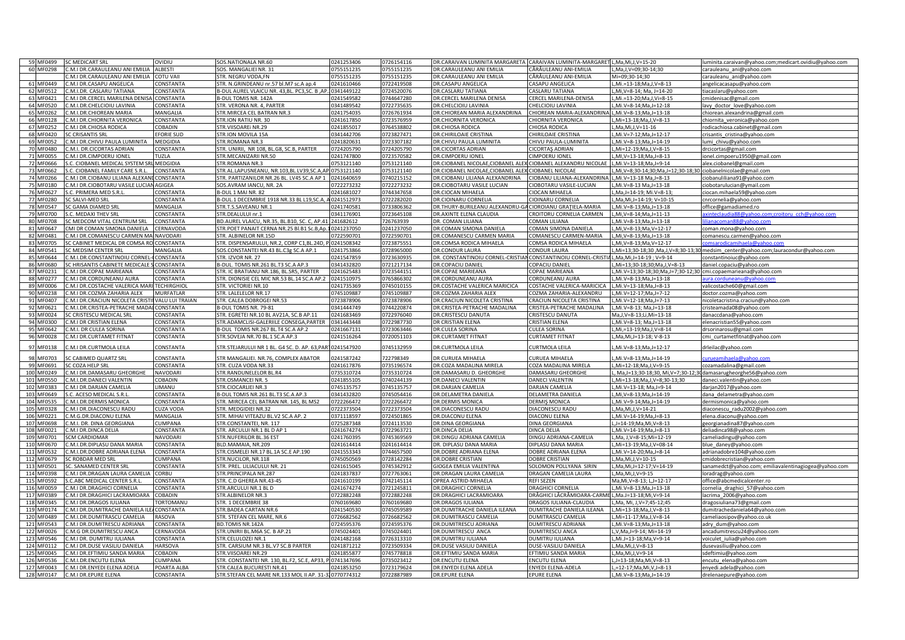| 59 | MF0499 | SC MEDICART SRL | OVIDIU | SOS.NATIONALA NR.60 | 0241253406 | 0726154116 | DR.CARAIVAN LUMINITA MARGARETA | CARAIVAN LUMINITA-MARGARET | L,Ma,Mi,J,V=15-20 | luminita.caraivan@yahoo.com;medicart.ovidiu@yahoo.com |
|---|---|---|---|---|---|---|---|---|---|---|
| 60 | MF0298 | C.M.I DR.CARAULEANU ANI EMILIA | ALBESTI | SOS. MANGALIEI NR. 31 | 0755151235 | 0755151235 | DR.CARAULEANU ANI EMILIA | CĂRĂULEANU ANI-EMILIA | L,Ma,J,V=09,30-14,30 | carauleanu_ani@yahoo.com |
| | | C.M.I DR.CARAULEANU ANI EMILIA | COTU VAII | STR. NEGRU VODA,FN | 0755151235 | 0755151235 | DR.CARAULEANU ANI EMILIA | CĂRĂULEANU ANI-EMILIA | Mi=09;30-14;30 | carauleanu_ani@yahoo.com |
| 61 | MF0449 | C.M.I DR.CASAPU ANGELICA | CONSTANTA | STR. N.GRINDEANU nr.57 bl.M7 sc.A ap.4 | 0241610466 | 0722419508 | DR.CASAPU ANGELICA | CASAPU ANGELICA | L,Mi.=13-18;Ma,J,V=8-13 | angelicacasapu@yahoo.com |
| 62 | MF0512 | C.M.I.DR. CASLARU TATIANA | CONSTANTA | B-DUL AUREL VLAICU NR. 43,BL. PC3,SC. B ,AP. 1 | 0341449122 | 0724520076 | DR.CASLARU TATIANA | CASLARU TATIANA | L,Mi,V=8-14; Ma, J=14-20 | tiacaslaru@yahoo.com |
| 63 | MF0421 | C.M.I.DR.CERCEL MARILENA DENISA | CONSTANTA | B-DUL TOMIS NR. 142A | 0241549582 | 0744647280 | DR.CERCEL MARILENA DENISA | CERCEL MARILENA-DENISA | L,Mi.=13-20;Ma,J,Vi=8-15 | cmidenisac@gmail.com |
| 64 | MF0520 | C.M.I.DR.CHELCIOIU LAVINIA | CONSTANTA | STR. VERONA NR. 4, PARTER | 0341489542 | 0722735635 | DR.CHELCIOIU LAVINIA | CHELCIOIU LAVINIA | L,Mi,V=8-14;Ma,J=12-18 | lavy_doctor_love@yahoo.com |
| 65 | MF0262 | C.M.I.DR.CHIOREAN MARIA | MANGALIA | STR.MIRCEA CEL BATRAN NR.3 | 0241754035 | 0726761934 | DR.CHIOREAN MARIA ALEXANDRINA | CHIOREAN MARIA-ALEXANDRINA | L,Mi.V=8-13;Ma,J=13-18 | chiorean.alexandrina@gmail.com |
| 66 | MF0128 | C.M.I.DR.CHIORNITA VERONICA | CONSTANTA | STR.ION RATIU NR. 30 | 0241617850 | 0723576959 | DR.CHIORNITA VERONICA | CHIORNITA VERONICA | L,Mi=13-18;Ma,J,V=8-13 | chiornita_veronica@yahoo.com |
| 67 | MF0252 | C.M.I.DR.CHIOSA RODICA | COBADIN | STR.VIISOAREI NR.29 | 0241855017 | 0764538802 | DR.CHIOSA RODICA | CHIOSA RODICA | L,Ma,Mi,J,V=11-16 | rodicachiosa.cabinet@gmail.com |
| 68 | MF0420 | SC CRISANTIS SRL | EFORIE SUD | STR.DM MOVILA 15A | 0341442706 | 0723827471 | DR.CHIRILOAIE CRISTINA | CHIRILOAIE CRISTINA | L,Mi.V=7-12;Ma,J=12-17 | crisantis_cristina@yahoo.com |
| 69 | MF0052 | C.M.I.DR.CHIVU PAULA LUMINITA | MEDGIDIA | STR.ROMANA NR.3 | 0241820631 | 0723307182 | DR.CHIVU PAULA LUMINITA | CHIVU PAULA-LUMINITA | L,Mi.V=8-13;Ma,J=14-19 | lumi_chivu@yahoo.com |
| 70 | MF0480 | C.M.I. DR.CICORTAS ADRIAN | CONSTANTA | STR. UNIRII, NR 108, BL.G8, SC.B, PARTER | 0724205790 | 0724205790 | DR.CICORTAS ADRIAN | CICORTAȘ ADRIAN | L,Mi=12-19;Ma,J,V=8-15 | drcicortas@gmail.com |
| 71 | MF0055 | C.M.I DR.CIMPOERU IONEL | TUZLA | STR.MECANIZARII NR.50 | 0241747800 | 0723570582 | DR.CIMPOERU IONEL | CIMPOERU IONEL | L,Mi,V=13-18;Ma,J=8-13 | ionel.cimpoeru1950@gmail.com |
| 72 | MF0666 | S.C. CIOBANEL MEDICAL SYSTEM SRL | MEDGIDIA | STR.ROMANA NR.3 | 0753121140 | 0753121140 | DR.CIOBANEL NICOLAE,CIOBANEL ALEX | CIOBANEL ALEXANDRU NICOLAE | L,Mi.V=13-18;Ma,J=9-14 | alex.ciobanel@gmail.com |
| 73 | MF0662 | S.C. CIOBANEL FAMILY CARE S.R.L. | CONSTANTA | STR.AL.LAPUSNEANU, NR.103,BL.LV39,SC.A,AP. | 0753121140 | 0753121140 | DR.CIOBANEL NICOLAE,CIOBANEL ALEX | CIOBANEL NICOLAE | L,Mi,V=8;30-14;30;Ma,J=12;30-18;30 | ciobanelnicolae@gmail.com |
| 74 | MF0266 | C.M.I.DR.CIOBANU LILIANA ALEXANDRINA | CONSTANTA | STR. PARTIZANILOR NR.26 BL. LV45 SC.A AP 1 | 0241640659 | 0740215152 | DR.CIOBANU LILIANA ALEXANDRINA | CIOBANU LILIANA-ALEXANDRINA | L,Mi.V=13-18 Ma,J=8-13 | ciobanuliliana91@yahoo.com |
| 75 | MF0180 | C.M.I.DR.CIOBOTARU VASILE LUCIAN | AGIGEA | SOS.AVRAM IANCU, NR. 2A | 0722273232 | 0722273232 | DR.CIOBOTARU VASILE LUCIAN | CIOBOTARU VASILE-LUCIAN | L,Mi.V=8-13 Ma,J=13-18 | ciobotarulucian@ymail.com |
| 76 | MF0627 | S.C. PRIMERA MED S.R.L. | CONSTANTA | B-DUL 1 MAI NR. 82 | 0241681027 | 0744347658 | DR.CIOCAN MIHAELA | CIOCAN MIHAELA | L,Ma,J=14-19; Mi.V=8-13; | ciocan.mihaela59@yahoo.com |
| 77 | MF0280 | SC SALVI-MED SRL | CONSTANTA | B-DUL.1 DECEMBRIE 1918 NR.33 BL L19,SC.A, A | 0241512973 | 0722282020 | DR.CIOINARU CORNELIA | CIOINARU CORNELIA | L,Ma,Mi,J=14-19; V=10-15 | cnrcornelia@yahoo.com |
| 78 | MF0547 | SC GAMA DIAMED SRL | MANGALIA | STR.T.S.SAVEANU NR.1 | 0241740581 | 0733806362 | DR.THURY-BURILEANU ALEXANDRU-GA | CIOROIANU GRAȚIELA-MARIA | L,Mi.V=8-13;Ma,J=13-18 | office@gamadiamed.ro |
| 79 | MF0700 | S.C. MEDAXI THEV SRL | CONSTANTA | STR.DEALULUI nr.1 | 0341176901 | 0723645108 | DR.AXINTE ELENA CLAUDIA | CROITORU CORNELIA CARMEN | L,Mi,V=8-14;Ma,J=11-13 | axinteclaudia88@yahoo.com;croitoru_cch@yahoo.com |
| 80 | MF0708 | SC MEDCOM VITAL CENTRUM SRL | CONSTANTA | BD.AUREL VLAICU, NR.35, BL.B10, SC. C, AP. 41 | 241682612 | 726763939 | DR. COMAN LILIANA | COMAN LILIANA | L,Mi.V=8-13;Ma,J=13-18 | lilianacoman88@yahoo.com |
| 81 | MF0647 | CMI DR COMAN SIMONA DANIELA | CERNAVODA | STR.POET PANAIT CERNA NR.25 Bl.B1 Sc.B,Ap. 1 | 0241237050 | 0241237050 | DR.COMAN SIMONA DANIELA | COMAN SIMONA DANIELA | L,Mi,V=8-13;Ma,V=12-17 | coman.mona@yahoo.com |
| 82 | MF0481 | C.M.I DR.COMANESCU CARMEN MARIA | NAVODARI | STR. ALBINELOR NR.15D | 0722590701 | 0722590701 | DR.COMANESCU CARMEN MARIA | COMANESCU CARMEN-MARIA | L,Mi.V=8-13;Ma,J=13-18 | comanescu.carmen@yahoo.com |
| 83 | MF0705 | SC CABINET MEDICAL DR COMSA RODICA | CONSTANTA | STR. DISPENSARULUI, NR.2, CORP C1,BL.24D, P | 0241508342 | 0723875551 | DR.COMSA RODICA MIHAELA | COMSA RODICA MIHAELA | L,Mi.V=8-13;Ma,V=12-17 | comsarodicamihaela@yahoo.com |
| 84 | MF0541 | SC MEDSIM CENTER SRL | MANGALIA | SOS.CONSTANTEI NR.43 BL.C3g SC.A AP.1 | 0241753866 | 0728965000 | DR.CONDUR LAURA | CONDUR LAURA | L,Mi=13;30-18;30 ,Ma,J,V=8;30-13;30 | medsim_center@yahoo.com;lauracondur@yahoo.com |
| 85 | MF0644 | C.M.I.DR.CONSTANTINOIU CORNEL-C | CONSTANTA | STR. IZVOR NR. 27 | 0241547859 | 0723630935 | DR. CONSTANTINOIU CORNEL-CRISTIAN | CONSTANTINOIU CORNEL-CRISTIAN | L,Ma,Mi,J=14-19 ; V=9-14 | constantinoiuc@yahoo.com |
| 86 | MF0680 | SC HRISANTIS CABINETE MEDICALE S | CONSTANTA | B-DUL. TOMIS NR.261 BL.T3 SC.A AP.3 | 0341432820 | 0721217134 | DR.COPACIU DANIEL | COPACIU DANIEL | L,Mi=13;30-18;30;Ma,J,V=8-13 | daniel.copaciu@yahoo.com |
| 87 | MF0231 | C.M.I.DR.COPAE MARIEANA | CONSTANTA | STR. IC BRATIANU NR.186, BL.SR5, PARTER | 0241625483 | 0723544151 | DR.COPAE MARIEANA | COPAE MARIEANA | L,Mi.V=13;30-18;30;Ma,J=7;30-12;30 | cmi.copaemarieana@yahoo.com |
| 88 | MF0277 | C.M.I.DR.CORDUNEANU AURA | CONSTANTA | STR. DIONISIE CEL MIC NR.53 BL.14 SC.A AP.2 | 0241510975 | 0765866302 | DR.CORDUNEANU AURA | CORDUNEANU AURA | L,Mi.V=8-13;Ma,J=13-18 | aura.corduneanu@yahoo.com |
| 89 | MF0006 | C.M.I.DR.COSTACHE VALERICA MARI | TECHIRGHIOL | STR. VICTORIEI NR.10 | 0241735369 | 0745010155 | DR.COSTACHE VALERICA MARICICA | COSTACHE VALERICA-MARICICA | L,Mi.V=13-18;Ma,J=8-13 | valicostache60@gmail.com |
| 90 | MF0238 | C.M.I.DR.COZMA ZAHARIA ALEX | MURFATLAR | STR. LALELELOR NR.17 | 0745109887 | 0745109887 | DR.COZMA ZAHARIA ALEX | COZMA ZAHARIA-ALEXANDRU | L,Mi.V=12-17;Ma,J=7-12 | doctor.cozma@yahoo.com |
| 91 | MF0407 | C.M.I.DR.CRACIUN NICOLETA CRISTINA | VALU LUI TRAIAN | STR. CALEA DOBROGEI NR.53 | 0723878906 | 0723878906 | DR.CRACIUN NICOLETA CRISTINA | CRACIUN NICOLETA CRISTINA | L,Mi.V=12-18;Ma,J=7-13 | nicoletacristina.craciun@yahoo.com |
| 92 | MF0621 | C.M.I.DR.CRISTEA-PETRACHE MADAL | CONSTANTA | B-DUL TOMIS NR. 79-81 | 0341444749 | 0744220874 | DR.CRISTEA-PETRACHE MADALINA | CRISTEA-PETRACHE MADALINA | L,Mi.V=8-13; Ma,J=13-18 | cristeamada08@yahoo.com |
| 93 | MF0024 | SC CRISTESCU MEDICAL SRL | CONSTANTA | STR. EGRETEI NR.10 BL AV21A, SC.B AP.11 | 0241683469 | 0722976040 | DR.CRISTESCU DANUTA | CRISTESCU DANUTA | Ma,J,V=8-13;Li,Mi=13-18 | danaccdana@yahoo.com |
| 94 | MF0300 | C.M.I DR CRISTIAN ELENA | CONSTANTA | STR.ADAMCLISI-GALERIILE CONSEGA,PARTER | 0341443448 | 0722987730 | DR CRISTIAN ELENA | CRISTIAN ELENA | L,Mi.V=8-13; Ma,J=13-18 | elenacristian55@yahoo.com |
| 95 | MF0642 | C.M.I. DR CULEA SORINA | CONSTANTA | B-DUL TOMIS NR.267 BL.T4 SC.A AP.2 | 0241667131 | 0723063446 | DR.CULEA SORINA | CULEA SORINA | L,Mi,=13-19;Ma,J,V=8-14 | drsorinarosu@gmail.com |
| 96 | MF0028 | C.M.I.DR.CURTAMET FITNAT | CONSTANTA | STR.SOVEJA NR.70 BL.1 SC.A AP.3 | 0241516264 | 0720051103 | DR.CURTAMET FITNAT | CURTAMET FITNAT | L,Ma,Mi,J=13-18; V-8-13 | cmi_curtametfitnat@yahoo.com |
| 97 | MF0138 | C.M.I.DR.CURTMOLA LEILA | CONSTANTA | STR.STEJARULUI NR 1 BL. G4 SC. D. AP. 63,PARTER | 0241547920 | 0745132959 | DR.CURTMOLA LEILA | CURTMOLA LEILA | L,Mi.V=8-13;Ma,J=12-17 | drleilac@yahoo.com |
| 98 | MF0703 | SC CABIMED QUARTZ SRL | CONSTANTA | STR MANGALIEI. NR.76, COMPLEX ABATOR | 0241587242 | 722798349 | DR.CURUEA MIHAELA | CURUEA MIHAELA | L,Mi.V=8-13;Ma,J=14-19 | curueamihaela@yahoo.com |
| 99 | MF0691 | SC COZA HELP SRL | CONSTANTA | STR. CUZA VODA NR.33 | 0241617876 | 0735196574 | DR.COZA MADALINA MIRELA | COZA MADALINA MIRELA | L,Mi=12-18;Ma,J,V=9-15 | cozamadalina@gmail.com |
| 100 | MF0249 | C.M.I.DR.DAMASARU GHEORGHE | NAVODARI | STR.RANDUNELELOR BL.R4 | 0735310724 | 0735310724 | DR.DAMASARU D. GHEORGHE | DAMASARU GHEORGHE | L, Ma,J=13;30-18;30, Mi,V=7;30-12;30 | damasarugheorghe56@yahoo.com |
| 101 | MF0550 | C.M.I.DR.DANECI VALENTIN | COBADIN | STR.OSMANCEI NR. 5 | 0241855105 | 0740244139 | DR.DANECI VALENTIN | DANECI VALENTIN | L,Mi=13-18;Ma,J,V=8;30-13;30 | daneci.valentin@yahoo.com |
| 102 | MF0383 | C.M.I.DR.DARJAN CAMELIA | LIMANU | STR. CIOCARLIEI NR.3 | 0745135757 | 0745135757 | DR.DARJAN CAMELIA | DARJAN CAMELIA | L,Mi.V=13-18; Ma,J=9-14 | darjan2017@yahoo.com |
| 103 | MF0649 | S.C. ACESO MEDICAL S.R.L. | CONSTANTA | B-DUL TOMIS NR.261 BL.T3 SC.A AP.3 | 0341432820 | 0745054416 | DR.DELAMETRA DANIELA | DELAMETRA DANIELA | L,Mi,V=8-13;Ma,J=14-19 | dana_delametra@yahoo.com |
| 104 | MF0535 | C.M.I.DR.DERMIS MONICA | CONSTANTA | STR. MIRCEA CEL BATRAN NR. 145, BL MS2 | 0722266472 | 0722266472 | DR.DERMIS MONICA | DERMIȘ MONICA | L,Mi.V=9-14;Ma,J=14-19 | dermismonica@yahoo.com |
| 105 | MF0328 | C.M.I DR.DIACONESCU RADU | CUZA VODA | STR. MEDGIDIEI NR.32 | 0722373504 | 0722373504 | DR.DIACONESCU RADU | DIACONESCU RADU | L,Ma,Mi,J,V=14-21 | diaconescu_radu2002@yahoo.com |
| 106 | MF0221 | C.M.G.DR.DIACONU ELENA | MANGALIA | STR. MIHAI VITEAZU BL.V2 SC.A AP. 2 | 0371118597 | 0724501865 | DR.DIACONU ELENA | DIACONU ELENA | L,Mi.V=14-19;Ma,J=8-13 | elena.diaconu@yahoo.com |
| 107 | MF0698 | C.M.I. DR. DINA GEORGIANA | CUMPANA | STR.CONSTANTEI, NR. 117 | 0725287348 | 0724113530 | DR.DINA GEORGIANA | DINA GEORGIANA | L,J=14-19;Ma,Mi,V=8-13 | georgianadina87@yahoo.com |
| 108 | MF0021 | C.M.I DR.DINCA DELIA | CONSTANTA | STR. ARCULUI NR.1 BL D AP 1 | 0241674274 | 0722963721 | DR.DINCA DELIA | DINCA DELIA | L,Mi.V=14-19;Ma,J=8-13 | deliadinca98@yahoo.com |
| 109 | MF0701 | SCM CARDIOMAR | NAVODARI | STR.NUFERILOR BL.36 EST | 0241760395 | 0745369569 | DR.DINGU ADRIANA CAMELIA | DINGU ADRIANA-CAMELIA | L,Ma, J,V=8-15;Mi=12-19 | cameliadingu@yahoo.com |
| 110 | MF0670 | C.M.I.DR.DIPLASU DANA MARIA | CONSTANTA | BLD.MAMAIA, NR.209 | 0241614414 | 0241614414 | DR. DIPLASU DANA MARIA | DIPLASU DANA MARIA | L,Mi=13-19;Ma,J,V=08-14 | blue_daney@yahoo.com |
| 111 | MF0532 | C.M.I.DR.DOBRE ADRIANA ELENA | CONSTANTA | STR.CISMELEI NR.17 BL.1A SC.E AP.190 | 0241553343 | 0744657500 | DR.DOBRE ADRIANA ELENA | DOBRE ADRIANA ELENA | L,Mi.V=14-20;Ma,J=8-14 | adrianadobre104@yahoo.com |
| 112 | MF0679 | SC ROBDAR MED SRL | CUMPANA | STR.NUCILOR, NR.118 | 0745050569 | 0728142284 | DR.DOBRE CRISTIAN | DOBRE CRISTIAN | L,Ma,Mi,J,V=10-15 | cmidobrecristian@yahoo.com |
| 113 | MF0501 | SC. SANAMED CENTER SRL | CONSTANTA | STR. PREL. LILIACULUI NR. 21 | 0241615045 | 0745342912 | GIOGEA EMILIA VALENTINA | SOLOMON POLLYANA SIRIN | L,Ma,Mi,J=12-17;V=14-19 | sanamedct@yahoo.com; emiliavalentinagiogea@yahoo.com |
| 114 | MF0398 | C.M.I.DR.DRAGAN LAURA CAMELIA | CORBU | STR.PRINCIPALA NR.287 | 0241837837 | 0727763061 | DR.DRAGAN LAURA CAMELIA | DRAGAN CAMELIA LAURA | L,Ma,Mi,J,V=9-15 | loradrag@yahoo.com |
| 115 | MF0592 | S.C.ABC MEDICAL CENTER S.R.L. | CONSTANTA | STR. C.D GHEREA NR.43-45 | 0241610199 | 0742145114 | OPREA ASTRID-MIHAELA | REFI SEZEN | Ma,Mi,V=8-13; L,J=12-17 | office@abcmedicalcenter.ro |
| 116 | MF0059 | C.M.I DR.DRAGHICI CORNELIA | CONSTANTA | STR.ARCULUI NR.1 BL D | 0241674274 | 0721245811 | DR.DRAGHICI CORNELIA | DRAGHICI CORNELIA | L,Mi.V=8-13;Ma,J=13-18 | cornelia_draghici_57@yahoo.com |
| 117 | MF0389 | C.M.I.DR.DRAGHICI LACRAMIOARA | COBADIN | STR.ALBINELOR NR.3 | 0722882248 | 0722882248 | DR.DRAGHICI LACRAMIOARA | DRĂGHICI LĂCRĂMIOARA-CARMEN | L,Ma.J=13-18;Mi,V=9-14 | lacrima_2006@yahoo.com |
| 118 | MF0345 | C.M.I.DR.DRAGOS IULIANA | TORTOMANU | STR. 1 DECEMBRIE 38 | 0760169680 | 0760169680 | DR.DRAGOS IULIANA | DRAGOS IULIANA-CLAUDIA | L,Ma, Mi, J,V=7;45-12;45 | dragosiuliana73@gmail.com |
| 119 | MF0174 | C.M.I.DR.DUMITRACHE DANIELA ILEANA | CONSTANTA | STR.BADEA CARTAN NR.6 | 0241540530 | 0745059589 | DR.DUMITRACHE DANIELA ILEANA | DUMITRACHE DANIELA ILEANA | L,Mi=13-18;Ma,J,V=8-13 | dumitrachedaniela64@yahoo.com |
| 120 | MF0489 | C.M.I.DR.DUMITRASCU CAMELIA | RASOVA | STR. STEFAN CEL MARE, NR.6 | 0726682562 | 0726682562 | DR.DUMITRASCU CAMELIA | DUMITRASCU CAMELIA | L,Mi=11-17;Ma,J,V=8-14 | cameliaosipov@yahoo.co.uk |
| 121 | MF0543 | C.M.I.DR.DUMITRESCU ADRIANA | CONSTANTA | BD.TOMIS NR.142A | 0724595376 | 0724595376 | DR.DUMITRESCU ADRIANA | DUMITRESCU ADRIANA | L,Mi.V=8-13;Ma,J=13-18 | adry_dum@yahoo.com |
| 122 | MF0026 | C.M.G DR.DUMITRESCU ANCA | CERNAVODA | STR.UNIRII BL.M6A SC. B AP.21 | 0745024401 | 0745024401 | DR.DUMITRESCU ANCA | DUMITRESCU ANCA | L,V,Ma,J=9-14; Mi=14-19 | ancadumitrescu24@yahoo.com |
| 123 | MF0546 | C.M.I DR. DUMITRU IULIANA | CONSTANTA | STR.CELULOZEI NR.1 | 0241482168 | 0726313310 | DR.DUMITRU IULIANA | DUMITRU IULIANA | L,Mi.J=13-18;Ma,V=9-14 | voiculet_iulia@yahoo.com |
| 124 | MF0112 | C.M.I.DR.DUSE VASILIU DANIELA | HARSOVA | STR. CARSIUM NR.3 BL.V7 SC.B PARTER | 0241871212 | 0723509334 | DR.DUSE VASILIU DANIELA | DUSE-VASILIU DANIELA | L,Ma,Mi,J,V=8-13 | dusevasiliu@yahoo.com |
| 125 | MF0045 | C.M.I.DR.EFTIMIU SANDA MARIA | COBADIN | STR.VIISOAREI NR.29 | 0241855877 | 0745778818 | DR.EFTIMIU SANDA MARIA | EFTIMIU SANDA MARIA | L,Ma,Mi,J,V=9-14 | sdeftimiu@yahoo.com |
| 126 | MF0536 | C.M.I.DR.ENCUTU ELENA | CUMPANA | STR. CONSTANTEI NR. 130, BL.F2, SC.E, AP33, P | 0741347696 | 0735023412 | DR.ENCUTU ELENA | ENCUTU ELENA | L,J=13-18;Ma,Mi,V=8-13 | encutu_elena@yahoo.com |
| 127 | MF0043 | C.M.I.DR.ENYEDI ELENA ADELA | POARTA ALBA | STR.CALEA BUCURESTI NR.41 | 0241853250 | 0723179624 | DR.ENYEDI ELENA ADELA | ENYEDI ELENA-ADELA | L,=12-17;Ma,Mi,V,J=8-13 | enyedi.adela@yahoo.com |
| 128 | MF0147 | C.M.I.DR.EPURE ELENA | CONSTANTA | STR.STEFAN CEL MARE NR.133 MOL II AP. 31-3 | 0770774312 | 0722887989 | DR.EPURE ELENA | EPURE ELENA | L,Mi.V=8-13;Ma,J=14-19 | drelenaepure@yahoo.com |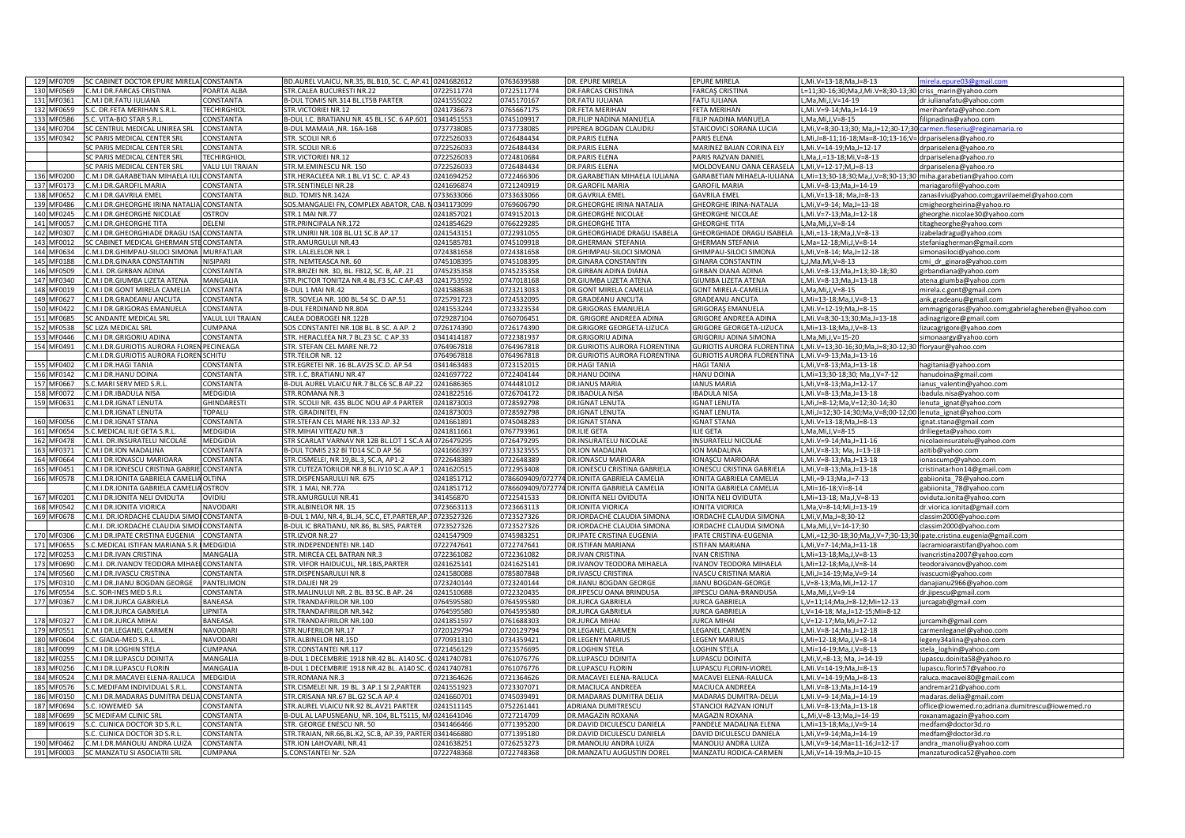| | | | | | | | | | | |
|---|---|---|---|---|---|---|---|---|---|---|
| 129 | MF0709 | SC CABINET DOCTOR EPURE MIRELA | CONSTANTA | BD.AUREL VLAICU, NR.35, BL.B10, SC. C, AP.41 | 0241682612 | 0763639588 | DR. EPURE MIRELA | EPURE MIRELA | L,Mi.V=13-18;Ma,J=8-13 | mirela.epure03@gmail.com |
| 130 | MF0569 | C.M.I DR.FARCAS CRISTINA | POARTA ALBA | STR.CALEA BUCURESTI NR.22 | 0722511774 | 0722511774 | DR.FARCAS CRISTINA | FARCAȘ CRISTINA | L=11;30-16;30;Ma,J,Mi.V=8;30-13;30 | criss_marin@yahoo.com |
| 131 | MF0361 | C.M.I DR.FATU IULIANA | CONSTANTA | B-DUL TOMIS NR.314 BL.LT5B PARTER | 0241555022 | 0745170167 | DR.FATU IULIANA | FATU IULIANA | L,Ma,Mi,J,V=14-19 | dr.iulianafatu@yahoo.com |
| 132 | MF0659 | SC. DR.FETA MERIHAN S.R.L. | TECHIRGHIOL | STR.VICTORIEI NR.12 | 0241736673 | 0765667175 | DR.FETA MERIHAN | FETA MERIHAN | L,Mi.V=9-14;Ma,J=14-19 | merihanfeta@yahoo.com |
| 133 | MF0586 | S.C. VITA-BIO STAR S.R.L. | CONSTANTA | B-DUL I.C. BRATIANU NR. 45 BL.I SC. 6 AP.601 | 0341451553 | 0745109917 | DR.FILIP NADINA MANUELA | FILIP NADINA MANUELA | L,Ma,Mi,J,V=8-15 | filipnadina@yahoo.com |
| 134 | MF0704 | SC CENTRUL MEDICAL UNIREA SRL | CONSTANTA | B-DUL MAMAIA ,NR. 16A-16B | 0737738085 | 0737738085 | PIPEREA BOGDAN CLAUDIU | STAICOVICI SORANA LUCIA | L,Mi,V=8;30-13;30; Ma,J=12;30-17;30 | carmen.fleseriu@reginamaria.ro |
| 135 | MF0342 | SC PARIS MEDICAL CENTER SRL | CONSTANTA | STR. SCOLII NR.6 | 0722526033 | 0726484434 | DR.PARIS ELENA | PARIS ELENA | L,Mi,J=8-11;16-18;Ma=8-10;13-16;V= | drpariselena@yahoo.ro |
| | | SC PARIS MEDICAL CENTER SRL | CONSTANTA | STR. SCOLII NR.6 | 0722526033 | 0726484434 | DR.PARIS ELENA | MARINEZ BAJAN CORINA ELY | L,Mi.V=14-19;Ma,J=12-17 | drpariselena@yahoo.ro |
| | | SC PARIS MEDICAL CENTER SRL | TECHIRGHIOL | STR.VICTORIEI NR.12 | 0722526033 | 0724810684 | DR.PARIS ELENA | PARIS RAZVAN DANIEL | L,Ma,J=13-18;Mi,V=8-13 | drpariselena@yahoo.ro |
| | | SC PARIS MEDICAL CENTER SRL | VALU LUI TRAIAN | STR.M.EMINESCU NR. 150 | 0722526033 | 0726484434 | DR.PARIS ELENA | MOLDOVEANU OANA CERASELA | L,Mi,V=12-17;M,J=8-13 | drpariselena@yahoo.ro |
| 136 | MF0200 | C.M.I DR.GARABETIAN MIHAELA IULI | CONSTANTA | STR.HERACLEEA NR.1 BL.V1 SC. C. AP.43 | 0241694252 | 0722466306 | DR.GARABETIAN MIHAELA IULIANA | GARABETIAN MIHAELA-IULIANA | L,Mi=13;30-18;30;Ma,J,V=8;30-13;30 | miha.garabetian@yahoo.com |
| 137 | MF0173 | C.M.I DR.GAROFIL MARIA | CONSTANTA | STR.SENTINELEI NR.28 | 0241696874 | 0721240919 | DR.GAROFIL MARIA | GAROFIL MARIA | L,Mi.V=8-13;Ma,J=14-19 | mariagarofil@yahoo.com |
| 138 | MF0652 | C.M.I DR.GAVRILA EMEL | CONSTANTA | BLD. TOMIS NR.142A | 0733633066 | 0733633066 | DR.GAVRILA EMEL | GAVRILA EMEL | L,Mi,V=13-18; Ma,J=8-13 | zanasilviu@yahoo.com;gavrilaemel@yahoo.com |
| 139 | MF0486 | C.M.I DR.GHEORGHE IRINA NATALIA | CONSTANTA | SOS.MANGALIEI FN, COMPLEX ABATOR, CAB. N | 0341173099 | 0769606790 | DR.GHEORGHE IRINA NATALIA | GHEORGHE IRINA-NATALIA | L,Mi,V=9-14; Ma,J=13-18 | cmigheorgheirina@yahoo.ro |
| 140 | MF0245 | C.M.I DR.GHEORGHE NICOLAE | OSTROV | STR.1 MAI NR.77 | 0241857021 | 0749152013 | DR.GHEORGHE NICOLAE | GHEORGHE NICOLAE | L,Mi.V=7-13;Ma,J=12-18 | gheorghe.nicolae30@yahoo.com |
| 141 | MF0057 | C.M.I DR.GHEORGHE TITA | DELENI | STR.PRINCIPALA NR.172 | 0241854629 | 0766229285 | DR.GHEORGHE TITA | GHEORGHE TITA | L,Ma,Mi,J,V=8-14 | titagheorghe@yahoo.com |
| 142 | MF0307 | C.M.I DR.GHEORGHIADE DRAGU ISA | CONSTANTA | STR.UNIRII NR.108 BL.U1 SC.B AP.17 | 0241543151 | 0722931055 | DR.GHEORGHIADE DRAGU ISABELA | GHEORGHIADE DRAGU ISABELA | L,Mi,=13-18;Ma,J,V=8-13 | izabeladragu@yahoo.com |
| 143 | MF0012 | SC CABINET MEDICAL GHERMAN STE | CONSTANTA | STR.AMURGULUI NR.43 | 0241585781 | 0745109918 | DR.GHERMAN STEFANIA | GHERMAN STEFANIA | L,Ma=12-18;Mi,J,V=8-14 | stefaniagherman@gmail.com |
| 144 | MF0634 | C.M.I.DR.GHIMPAU-SILOCI SIMONA | MURFATLAR | STR. LALELELOR NR.1 | 0724381658 | 0724381658 | DR.GHIMPAU-SILOCI SIMONA | GHIMPAU-SILOCI SIMONA | L,Mi,V=8-14; Ma,J=12-18 | simonasiloci@yahoo.com |
| 145 | MF0188 | C.M.I.DR.GINARA CONSTANTIN | NISIPARI | STR. NEMTEASCA NR. 60 | 0745108395 | 0745108395 | DR.GINARA CONSTANTIN | GINARA CONSTANTIN | L,J,Ma,Mi,V=8-13 | cmi_dr_ginara@yahoo.com |
| 146 | MF0509 | C.M.I. DR.GIRBAN ADINA | CONSTANTA | STR.BRIZEI NR. 3D, BL. FB12, SC. B, AP. 21 | 0745235358 | 0745235358 | DR.GIRBAN ADINA DIANA | GIRBAN DIANA ADINA | L,Mi.V=8-13;Ma,J=13;30-18;30 | girbandiana@yahoo.com |
| 147 | MF0340 | C.M.I DR.GIUMBA LIZETA ATENA | MANGALIA | STR.PICTOR TONITZA NR.4 BL.F3 SC. C AP.43 | 0241753592 | 0747018168 | DR.GIUMBA LIZETA ATENA | GIUMBA LIZETA ATENA | L,Mi.V=8-13;Ma,J=13-18 | atena.giumba@yahoo.com |
| 148 | MF0019 | C.M.I DR.GONT MIRELA CAMELIA | CONSTANTA | B-DUL 1 MAI NR.42 | 0241588638 | 0723213033 | DR.GONT MIRELA CAMELIA | GONT MIRELA-CAMELIA | L,Ma,Mi,J,V=8-15 | mirela.c.gont@gmail.com |
| 149 | MF0627 | C.M.I.DR.GRADEANU ANCUTA | CONSTANTA | STR. SOVEJA NR. 100 BL.54 SC. D AP.51 | 0725791723 | 0724532095 | DR.GRADEANU ANCUTA | GRADEANU ANCUTA | L,MI=13-18;Ma,J,V=8-13 | ank.gradeanu@gmail.com |
| 150 | MF0422 | C.M.I DR.GRIGORAS EMANUELA | CONSTANTA | B-DUL FERDINAND NR.80A | 0241555244 | 0723323534 | DR.GRIGORAS EMANUELA | GRIGORAȘ EMANUELA | L,Mi.V=12-19;Ma,J=8-15 | emmagrigoras@yahoo.com;gabrielaghereben@yahoo.com |
| 151 | MF0685 | SC ANDANTE MEDICAL SRL | VALUL LUI TRAIAN | CALEA DOBROGEI NR.122B | 0729287104 | 0760706451 | DR. GRIGORE ANDREEA ADINA | GRIGORE ANDREEA ADINA | L,Mi.V=8;30-13;30;Ma,J=13-18 | adinagrigore@gmail.com |
| 152 | MF0538 | SC LIZA MEDICAL SRL | CUMPANA | SOS CONSTANTEI NR.108 BL. B SC. A AP. 2 | 0726174390 | 0726174390 | DR.GRIGORE GEORGETA-LIZUCA | GRIGORE GEORGETA-LIZUCA | L,Mi=13-18;Ma,J,V=8-13 | lizucagrigore@yahoo.com |
| 153 | MF0446 | C.M.I.DR.GRIGORIU ADINA | CONSTANTA | STR. HERACLEEA NR.7 BL.Z3 SC. C AP.33 | 0341414187 | 0722381937 | DR.GRIGORIU ADINA | GRIGORIU ADINA SIMONA | L,Ma,Mi,J,V=15-20 | simonaargy@yahoo.com |
| 154 | MF0491 | C.M.I.DR.GURIOTIS AURORA FLOREN | PECINEAGA | STR. STEFAN CEL MARE NR.72 | 0764967818 | 0764967818 | DR.GURIOTIS AURORA FLORENTINA | GURIOTIS AURORA FLORENTINA | L,Mi.V=13;30-16;30;Ma,J=8;30-12;30 | floryaur@yahoo.com |
| | | C.M.I.DR.GURIOTIS AURORA FLOREN | SCHITU | STR.TEILOR NR. 12 | 0764967818 | 0764967818 | DR.GURIOTIS AURORA FLORENTINA | GURIOTIS AURORA FLORENTINA | L,Mi.V=9-13;Ma,J=13-16 | |
| 155 | MF0402 | C.M.I DR.HAGI TANIA | CONSTANTA | STR.EGRETEI NR. 16 BL.AV25 SC.D. AP.54 | 0341463483 | 0723152015 | DR.HAGI TANIA | HAGI TANIA | L,Mi,V=8-13;Ma,J=13-18 | hagitania@yahoo.com |
| 156 | MF0142 | C.M.I DR.HANU DOINA | CONSTANTA | STR. I.C. BRATIANU NR.47 | 0241697722 | 0722404144 | DR.HANU DOINA | HANU DOINA | L,Mi=13;30-18;30; Ma,J,V=7-12 | hanudoina@gmail.com |
| 157 | MF0667 | S.C.MARI SERV MED S.R.L. | CONSTANTA | B-DUL AUREL VLAICU NR.7 BL.C6 SC.B AP.22 | 0241686365 | 0744481012 | DR.IANUS MARIA | IANUS MARIA | L,Mi,V=8-13;Ma,J=12-17 | ianus_valentin@yahoo.com |
| 158 | MF0072 | C.M.I DR.IBADULA NISA | MEDGIDIA | STR.ROMANA NR.3 | 0241822516 | 0726704172 | DR.IBADULA NISA | IBADULA NISA | L,Mi.V=8-13;Ma,J=13-18 | ibadula.nisa@yahoo.com |
| 159 | MF0631 | C.M.I.DR.IGNAT LENUTA | GHINDARESTI | STR. SCOLII NR. 435 BLOC NOU AP.4 PARTER | 0241873003 | 0728592798 | DR.IGNAT LENUTA | IGNAT LENUTA | L,Mi,J=8-12;Ma,V=12;30-14;30 | lenuta_ignat@yahoo.com |
| | | C.M.I.DR.IGNAT LENUTA | TOPALU | STR. GRADINITEI, FN | 0241873003 | 0728592798 | DR.IGNAT LENUTA | IGNAT LENUTA | L,Mi,J=12;30-14;30;Ma,V=8;00-12;00 | lenuta_ignat@yahoo.com |
| 160 | MF0056 | C.M.I DR.IGNAT STANA | CONSTANTA | STR.STEFAN CEL MARE NR.133 AP.32 | 0241661891 | 0745048283 | DR.IGNAT STANA | IGNAT STANA | L,Mi.V=13-18;Ma,J=8-13 | ignat.stana@gmail.com |
| 161 | MF0654 | S.C.MEDICAL ILIE GETA S.R.L. | MEDGIDIA | STR.MIHAI VITEAZU NR.3 | 0241811661 | 0767793961 | DR.ILIE GETA | ILIE GETA | L,Ma,Mi,J,V=8-15 | drilliegeta@yahoo.com |
| 162 | MF0478 | C.M.I. DR.INSURATELU NICOLAE | MEDGIDIA | STR SCARLAT VARNAV NR 12B BL.LOT 1 SC.A AP | 0726479295 | 0726479295 | DR.INSURATELU NICOLAE | INSURATELU NICOLAE | L,Mi. V=9-14;Ma,J=11-16 | nicolaeinsuratelu@yahoo.com |
| 163 | MF0371 | C.M.I DR.ION MADALINA | CONSTANTA | B-DUL TOMIS 232 BI TD14 SC.D AP.56 | 0241666397 | 0723323555 | DR.ION MADALINA | ION MADALINA | L,Mi,V=8-13; Ma, J=13-18 | azitib@yahoo.com |
| 164 | MF0664 | C.M.I DR.IONASCU MARIOARA | CONSTANTA | STR.CISMELEI, NR.19,BL.3, SC.A, AP1-2 | 0722648389 | 0722648389 | DR.IONASCU MARIOARA | IONAȘCU MARIOARA | L,Mi.V=8-13;Ma,J=13-18 | ionascump@yahoo.com |
| 165 | MF0451 | C.M.I.DR.IONESCU CRISTINA GABRIE | CONSTANTA | STR.CUTEZATORILOR NR.8 BL.IV10 SC.A AP.1 | 0241620515 | 0722953408 | DR.IONESCU CRISTINA GABRIELA | IONESCU CRISTINA GABRIELA | L,Mi,V=8-13;Ma,J=13-18 | cristinatarhon14@gmail.com |
| 166 | MF0578 | C.M.I.DR.IONITA GABRIELA CAMELIA | OLTINA | STR.DISPENSARULUI NR. 675 | 0241851712 | 0786609409/0727748 | DR.IONITA GABRIELA CAMELIA | IONITA GABRIELA CAMELIA | L,Mi,=9-13;Ma,J=7-13 | gabiionita_78@yahoo.com |
| | | C.M.I.DR.IONITA GABRIELA CAMELIA | OSTROV | STR. 1 MAI, NR.77A | 0241851712 | 0786609409/0727748 | DR.IONITA GABRIELA CAMELIA | IONITA GABRIELA CAMELIA | L,Mi=16-18;Vi=8-14 | gabiionita_78@yahoo.com |
| 167 | MF0201 | C.M.I DR.IONITA NELI OVIDUTA | OVIDIU | STR.AMURGULUI NR.41 | 341456870 | 0722541533 | DR.IONITA NELI OVIDUTA | IONITA NELI OVIDUTA | L,Mi=13-18; Ma,J,V=8-13 | oviduta.ionita@yahoo.com |
| 168 | MF0542 | C.M.I DR.IONITA VIORICA | NAVODARI | STR.ALBINELOR NR.15 | 0723663113 | 0723663113 | DR.IONITA VIORICA | IONITA VIORICA | L,Ma,V=8-14;Mi,J=13-19 | dr.viorica.ionita@gmail.com |
| 169 | MF0678 | C.M.I. DR.IORDACHE CLAUDIA SIMO | CONSTANTA | B-DUL 1 MAI, NR.4, BL.J4, SC.C, ET.PARTER,AP.1 | 0723527326 | 0723527326 | DR.IORDACHE CLAUDIA SIMONA | IORDACHE CLAUDIA SIMONA | L,Mi,V,Ma,J=8;30-12 | classim2000@yahoo.com |
| | | C.M.I. DR.IORDACHE CLAUDIA SIMO | CONSTANTA | B-DUL IC BRATIANU,NR.86, BL.SR5, PARTER | 0723527326 | 0723527326 | DR.IORDACHE CLAUDIA SIMONA | IORDACHE CLAUDIA SIMONA | L,Ma,Mi,J,V=14-17;30 | classim2000@yahoo.com |
| 170 | MF0306 | C.M.I DR.IPATE CRISTINA EUGENIA | CONSTANTA | STR.IZVOR NR.27 | 0241547909 | 0745983251 | DR.IPATE CRISTINA EUGENIA | IPATE CRISTINA-EUGENIA | L,Mi,=12;30-18;30;Ma,J,V=7;30-13;30 | ipate.cristina.eugenia@gmail.com |
| 171 | MF0655 | S.C.MEDICAL ISTIFAN MARIANA S.R.L | MEDGIDIA | STR.INDEPENDENTEI NR.14D | 0722747641 | 0722747641 | DR.ISTIFAN MARIANA | ISTIFAN MARIANA | L,Mi,V=7-14;Ma,J=11-18 | lacramioaraistifan@yahoo.com |
| 172 | MF0253 | C.M.I DR.IVAN CRISTINA | MANGALIA | STR. MIRCEA CEL BATRAN NR.3 | 0722361082 | 0722361082 | DR.IVAN CRISTINA | IVAN CRISTINA | L,Mi=13-18;Ma,J,V=8-13 | ivancristina2007@yahoo.com |
| 173 | MF0690 | C.M.I. DR.IVANOV TEODORA MIHAEL | CONSTANTA | STR. VIFOR HAIDUCUL, NR.1BIS,PARTER | 0241625141 | 0241625141 | DR.IVANOV TEODORA MIHAELA | IVANOV TEODORA MIHAELA | L,Mi=12-18;Ma,J,V=8-14 | teodoraivanov@yahoo.com |
| 174 | MF0560 | C.M.I DR.IVASCU CRISTINA | CONSTANTA | STR.DISPENSARULUI NR.8 | 0241580088 | 0785807848 | DR.IVASCU CRISTINA | IVASCU CRISTINA MARIA | L,Mi,J=14-19;Ma,V=9-14 | ivascucmi@yahoo.com |
| 175 | MF0310 | C.M.I DR.JIANU BOGDAN GEORGE | PANTELIMON | STR.DALIEI NR 29 | 0723240144 | 0723240144 | DR.JIANU BOGDAN GEORGE | JIANU BOGDAN-GEORGE | L,V=8-13;Ma,Mi,J=12-17 | danajianu2966@yahoo.com |
| 176 | MF0554 | S.C. SOR-INES MED S.R.L | CONSTANTA | STR.MALINULUI NR. 2 BL. B3 SC. B AP. 24 | 0241510688 | 0722320435 | DR.JIPESCU OANA BRINDUSA | JIPESCU OANA-BRANDUSA | L,Ma,Mi,J,V=9-14 | dr.jipescu@gmail.com |
| 177 | MF0367 | C.M.I DR.JURCA GABRIELA | BANEASA | STR.TRANDAFIRILOR NR.100 | 0764595580 | 0764595580 | DR.JURCA GABRIELA | JURCA GABRIELA | L,V=11;14;Ma,J=8-12;Mi=12-13 | jurcagab@gmail.com |
| | | C.M.I DR.JURCA GABRIELA | LIPNITA | STR.TRANDAFIRILOR NR.342 | 0764595580 | 0764595580 | DR.JURCA GABRIELA | JURCA GABRIELA | L,V=14-18; Ma,J=12-15;Mi=8-12 | |
| 178 | MF0327 | C.M.I DR.JURCA MIHAI | BANEASA | STR.TRANDAFIRILOR NR.100 | 0241851597 | 0761688303 | DR.JURCA MIHAI | JURCA MIHAI | L,V=12-17;Ma,Mi,J=7-12 | jurcamih@gmail.com |
| 179 | MF0551 | C.M.I.DR.LEGANEL CARMEN | NAVODARI | STR.NUFERILOR NR.17 | 0720129794 | 0720129794 | DR.LEGANEL CARMEN | LEGANEL CARMEN | L,Mi.V=8-14;Ma,J=12-18 | carmenleganel@yahoo.com |
| 180 | MF0604 | S.C. GIADA-MED S.R.L. | NAVODARI | STR.ALBINELOR NR.15D | 0770931310 | 0734359421 | DR.LEGENY MARIUS | LEGENY MARIUS | L,Mi=12-18;Ma,J,V=8-14 | legeny34alina@yahoo.com |
| 181 | MF0099 | C.M.I DR.LOGHIN STELA | CUMPANA | STR.CONSTANTEI NR.117 | 0721456129 | 0723576695 | DR.LOGHIN STELA | LOGHIN STELA | L,Mi=14-19;Ma,J,V=8-13 | stela_loghin@yahoo.com |
| 182 | MF0255 | C.M.I DR.LUPASCU DOINITA | MANGALIA | B-DUL 1 DECEMBRIE 1918 NR.42 BL. A140 SC. C | 0241740781 | 0761076776 | DR.LUPASCU DOINITA | LUPASCU DOINITA | L,Mi,V,=8-13; Ma, J=14-19 | lupascu.doinita58@yahoo.ro |
| 183 | MF0256 | C.M.I DR.LUPASCU FLORIN | MANGALIA | B-DUL 1 DECEMBRIE 1918 NR.42 BL. A140 SC. C | 0241740781 | 0761076776 | DR.LUPASCU FLORIN | LUPASCU FLORIN-VIOREL | L,Mi.V=14-19;Ma,J=8-13 | lupascu.florin57@yahoo.ro |
| 184 | MF0524 | C.M.I DR.MACAVEI ELENA-RALUCA | MEDGIDIA | STR.ROMANA NR.3 | 0721364626 | 0721364626 | DR.MACAVEI ELENA-RALUCA | MACAVEI ELENA-RALUCA | L,Mi.V=14-19;Ma,J=8-13 | raluca.macavei80@gmail.com |
| 185 | MF0576 | S.C.MEDIFAM INDIVIDUAL S.R.L. | CONSTANTA | STR.CISMELEI NR. 19 BL. 3 AP.1 SI 2,PARTER | 0241551923 | 0723307071 | DR.MACIUCA ANDREEA | MACIUCA ANDREEA | L,Mi.V=8-13;Ma,J=14-19 | andremar21@yahoo.com |
| 186 | MF0150 | C.M.I DR.MADARAS DUMITRA DELIA | CONSTANTA | STR.CRISANA NR.67 BL.G2 SC.A AP.4 | 0241660701 | 0745039491 | DR.MADARAS DUMITRA DELIA | MADARAS DUMITRA-DELIA | L,Mi.V=9-14;Ma,J=14-19 | madaras.delia@gmail.com |
| 187 | MF0694 | S.C. IOWEMED SA | CONSTANTA | STR.AUREL VLAICU NR.92 BL.AV21 PARTER | 0241511145 | 0752261441 | ADRIANA DUMITRESCU | STANCIOI RAZVAN IONUT | L,Mi.V=8-13;Ma,J=13-18 | office@iowemed.ro;adriana.dumitrescu@iowemed.ro |
| 188 | MF0699 | SC MEDIFAM CLINIC SRL | CONSTANTA | B-DUL AL LAPUSNEANU, NR. 104, BL.TS115, MA | 0241641046 | 0727214709 | DR.MAGAZIN ROXANA | MAGAZIN ROXANA | L,,Mi,V=8-13;Ma,J=14-19 | roxanamagazin@yahoo.com |
| 189 | MF0619 | S.C. CLINICA DOCTOR 3D S.R.L. | CONSTANTA | STR. GEORGE ENESCU NR. 50 | 0341466466 | 0771395200 | DR.DAVID DICULESCU DANIELA | PANDELE MADALINA ELENA | L,Mi=13-18;Ma,J,V=9-14 | medfam@doctor3d.ro |
| | | S.C. CLINICA DOCTOR 3D S.R.L. | CONSTANTA | STR.TRAIAN, NR.66,BL.K2, SC.B, AP.39, PARTER | 0341466880 | 0771395180 | DR.DAVID DICULESCU DANIELA | DAVID DICULESCU DANIELA | L,Mi.V=9-14;Ma,J=14-19 | medfam@doctor3d.ro |
| 190 | MF0462 | C.M.I.DR.MANOLIU ANDRA LUIZA | CONSTANTA | STR.ION LAHOVARI, NR.41 | 0241638251 | 0726253273 | DR.MANOLIU ANDRA LUIZA | MANOLIU ANDRA LUIZA | L,Mi,V=9-14;Ma=11-16;J=12-17 | andra_manoliu@yahoo.com |
| 191 | MF0003 | SC MANZATU SI ASOCIATII SRL | CUMPANA | S.CONSTANTEI Nr. 52A | 0722748368 | 0722748368 | DR.MANZATU AUGUSTIN DOREL | MANZATU RODICA-CARMEN | L,Mi,V=14-19:Ma,J=10-15 | manzaturodica52@yahoo.com |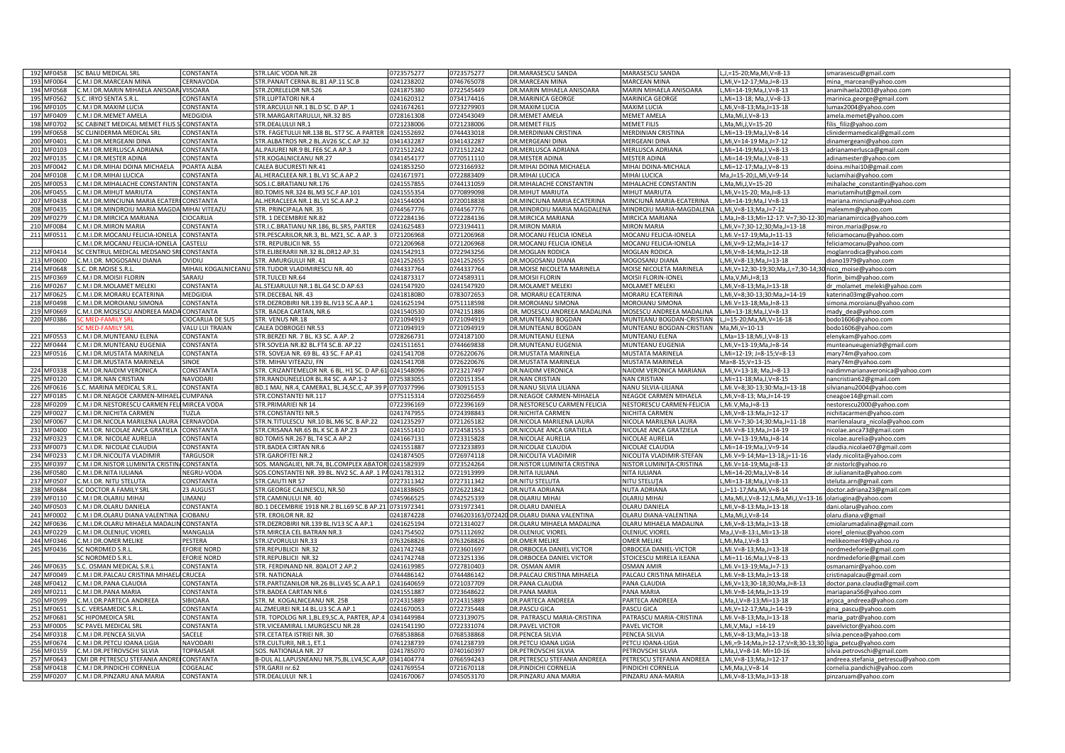| | | | | | | | | | | |
|---|---|---|---|---|---|---|---|---|---|---|
| 192 | MF0458 | SC BALU MEDICAL SRL | CONSTANTA | STR.LAIC VODA NR.28 | 0723575277 | 0723575277 | DR.MARASESCU SANDA | MARASESCU SANDA | L,J,=15-20;Ma,Mi,V=8-13 | smarasescu@gmail.com |
| 193 | MF0064 | C.M.I DR.MARCEAN MINA | CERNAVODA | STR.PANAIT CERNA BL.B1 AP.11 SC.B | 0241238202 | 0746765078 | DR.MARCEAN MINA | MARCEAN MINA | L,Mi,V=12-17;Ma,J=8-13 | mina_marcean@yahoo.com |
| 194 | MF0568 | C.M.I DR.MARIN MIHAELA ANISOARA | VIISOARA | STR.ZORELELOR NR.526 | 0241875380 | 0722545449 | DR.MARIN MIHAELA ANISOARA | MARIN MIHAELA ANISOARA | L,Mi=14-19;Ma,J,V=8-13 | anamihaela2003@yahoo.com |
| 195 | MF0562 | S.C. IRYO SENTA S.R.L. | CONSTANTA | STR.LUPTATORI NR.4 | 0241620312 | 0734174416 | DR.MARINICA GEORGE | MARINICA GEORGE | L,Mi=13-18; Ma,J,V=8-13 | marinica.george@gmail.com |
| 196 | MF0105 | C.M.I DR.MAXIM LUCIA | CONSTANTA | STR.ARCULUI NR.1 BL.D SC. D AP. 1 | 0241674261 | 0723279903 | DR.MAXIM LUCIA | MAXIM LUCIA | L,Mi,V=8-13;Ma,J=13-18 | lumax2004@yahoo.com |
| 197 | MF0409 | C.M.I DR.MEMET AMELA | MEDGIDIA | STR.MARGARITARULUI, NR.32 BIS | 0728161308 | 0724543049 | DR.MEMET AMELA | MEMET AMELA | L,Ma,Mi,J,V=8-13 | amela.memet@yahoo.com |
| 198 | MF0702 | SC CABINET MEDICAL MEMET FILIS S | CONSTANTA | STR.DEALULUI NR.1 | 0721238006 | 0721238006 | DR.MEMET FILIS | MEMET FILIS | L,Ma,Mi,J,V=15-20 | filis_filiz@yahoo.com |
| 199 | MF0658 | SC CLINIDERMA MEDICAL SRL | CONSTANTA | STR. FAGETULUI NR.138 BL. ST7 SC. A PARTER | 0241552692 | 0744433018 | DR.MERDINIAN CRISTINA | MERDINIAN CRISTINA | L,Mi=13-19;Ma,J,V=8-14 | clinidermamedical@gmail.com |
| 200 | MF0401 | C.M.I DR.MERGEANI DINA | CONSTANTA | STR.ALBATROS NR.2 BL.AV26 SC.C AP.32 | 0341432287 | 0341432287 | DR.MERGEANI DINA | MERGEANI DINA | L,Mi,V=14-19 Ma,J=7-12 | dinamergeani@yahoo.com |
| 201 | MF0103 | C.M.I DR.MERLUSCA ADRIANA | CONSTANTA | AL.PAJUREI NR.9 BL.FE6 SC.A AP.3 | 0721512242 | 0721512242 | DR.MERLUSCA ADRIANA | MERLUSCA ADRIANA | L,Mi=14-19;Ma,J,V=8-13 | adrianamerlusca@gmail.com |
| 202 | MF0135 | C.M.I DR.MESTER ADINA | CONSTANTA | STR.KOGALNICEANU NR.27 | 0341454177 | 0770511110 | DR.MESTER ADINA | MESTER ADINA | L,Mi=14-19;Ma,J,V=8-13 | adinamester@yahoo.com |
| 203 | MF0042 | C.M.I DR.MIHAI DOINA MICHAELA | POARTA ALBA | CALEA BUCURESTI NR.41 | 0241853250 | 0723166932 | DR.MIHAI DOINA MICHAELA | MIHAI DOINA-MICHALA | L,Mi=12-17;Ma,J,V=8-13 | doina.mihai10@gmail.com |
| 204 | MF0108 | C.M.I DR.MIHAI LUCICA | CONSTANTA | AL.HERACLEEA NR.1 BL.V1 SC.A AP.2 | 0241671971 | 0722883409 | DR.MIHAI LUCICA | MIHAI LUCICA | Ma,J=15-20;L,Mi,V=9-14 | luciamihai@yahoo.com |
| 205 | MF0053 | C.M.I DR.MIHALACHE CONSTANTIN | CONSTANTA | SOS.I.C.BRATIANU NR.176 | 0241557855 | 0744131059 | DR.MIHALACHE CONSTANTIN | MIHALACHE CONSTANTIN | L,Ma,Mi,J,V=15-20 | mihalache_constantin@yahoo.com |
| 206 | MF0455 | C.M.I DR.MIHUT MARIUTA | CONSTANTA | BD.TOMIS NR.324 BL.M3 SC.F AP.101 | 0241555354 | 0770899098 | DR.MIHUT MARIUTA | MIHUT MARIUTA | L,Mi,V=15-20; Ma,J=8-13 | mariutamihut@gmail.com |
| 207 | MF0438 | C.M.I DR.MINCIUNA MARIA ECATERI | CONSTANTA | AL.HERACLEEA NR.1 BL.V1 SC.A AP.2 | 0241544004 | 0720018838 | DR.MINCIUNA MARIA ECATERINA | MINCIUNĂ MARIA-ECATERINA | L,Mi=14-19;Ma,J V=8-13 | mariana.minciuna@yahoo.com |
| 208 | MF0435 | C.M.I DR.MINDROIU MARIA MAGDA | MIHAI VITEAZU | STR. PRINCIPALA NR. 35 | 0744567776 | 0744567776 | DR.MINDROIU MARIA MAGDALENA | MINDROIU MARIA-MAGDALENA | L,Mi,V=8-13;Ma,J=7-12 | malexmm@yahoo.com |
| 209 | MF0279 | C.M.I DR.MIRCICA MARIANA | CIOCARLIA | STR. 1 DECEMBRIE NR.82 | 0722284136 | 0722284136 | DR.MIRCICA MARIANA | MIRCICA MARIANA | L,Ma,J=8-13;Mi=12-17: V=7;30-12-30 | marianamircica@yahoo.com |
| 210 | MF0084 | C.M.I DR.MIRON MARIA | CONSTANTA | STR.I.C.BRATIANU NR.186, BL.SR5, PARTER | 0241625483 | 0723194411 | DR.MIRON MARIA | MIRON MARIA | L,Mi,V=7;30-12;30;Ma,J=13-18 | miron.maria@psw.ro |
| 211 | MF0511 | C.M.I.DR.MOCANU FELICIA-IONELA | CONSTANTA | STR.PESCARILOR,NR.3, BL. MZ1, SC. A AP. 3 | 0721206968 | 0721206968 | DR.MOCANU FELICIA IONELA | MOCANU FELICIA-IONELA | L,Mi.V=17-19;Ma,J=11-13 | feliciamocanu@yahoo.com |
| | | C.M.I.DR.MOCANU FELICIA-IONELA | CASTELU | STR. REPUBLICII NR. 55 | 0721206968 | 0721206968 | DR.MOCANU FELICIA IONELA | MOCANU FELICIA-IONELA | L,Mi,V=9-12;Ma,J=14-17 | feliciamocanu@yahoo.com |
| 212 | MF0414 | SC CENTRUL MEDICAL MEDSANO SRL | CONSTANTA | STR.ELIBERARII NR.32 BL.DR12 AP.31 | 0241542913 | 0722943256 | DR.MOGLAN RODICA | MOGLAN RODICA | L,Mi,V=8-14;Ma,J=12-18 | moglanrodica@yahoo.com |
| 213 | MF0600 | C.M.I.DR. MOGOSANU DIANA | OVIDIU | STR. AMURGULUI NR. 41 | 0241252655 | 0241252655 | DR.MOGOSANU DIANA | MOGOSANU DIANA | L,Mi,V=8-13;Ma,J=13-18 | diano1979@yahoo.com |
| 214 | MF0648 | S.C. DR.MOISE S.R.L. | MIHAIL KOGALNICEANU | STR.TUDOR VLADIMIRESCU NR. 40 | 0744337764 | 0744337764 | DR.MOISE NICOLETA MARINELA | MOISE NICOLETA MARINELA | L,Mi,V=12;30-19;30;Ma,J,=7;30-14;30 | nico_moise@yahoo.com |
| 215 | MF0369 | C.M.I DR.MOISII FLORIN | SARAIU | STR.TULCEI NR.64 | 0241873317 | 0722589311 | DR.MOISII FLORIN | MOISII FLORIN-IONEL | L,Ma,V,Mi,J=8;13 | florin_bim@yahoo.com |
| 216 | MF0267 | C.M.I DR.MOLAMET MELEKI | CONSTANTA | AL.STEJARULUI NR.1 BL.G4 SC.D AP.63 | 0241547920 | 0241547920 | DR.MOLAMET MELEKI | MOLAMET MELEKI | L,Mi,V=8-13;Ma,J=13-18 | dr_molamet_meleki@yahoo.com |
| 217 | MF0625 | C.M.I.DR.MORARU ECATERINA | MEDGIDIA | STR.DECEBAL NR. 43 | 0241818080 | 0783072653 | DR. MORARU ECATERINA | MORARU ECATERINA | L,Mi,V=8;30-13;30:Ma,J=14-19 | katerina03mg@yahoo.com |
| 218 | MF0498 | C.M.I.DR.MOROIANU SIMONA | CONSTANTA | STR.DEZROBIRII NR.139 BL.IV13 SC.A AP.1 | 0241625134 | 0751118598 | DR.MOROIANU SIMONA | MOROIANU SIMONA | L,Mi.V=13-18;Ma,J=8-13 | simona.moroianu@yahoo.com |
| 219 | MF0669 | C.M.I.DR.MOSESCU ANDREEA MADA | CONSTANTA | STR. BADEA CARTAN, NR.6 | 0241540530 | 0742151886 | DR. MOSESCU ANDREEA MADALINA | MOSESCU ANDREEA MADALINA | L,Mi=13-18;Ma,J,V=8-13 | mady_dea@yahoo.com |
| 220 | MF0386 | SC MED-FAMILY SRL | CIOCARLIA DE SUS | STR. VENUS NR.18 | 0721094919 | 0721094919 | DR.MUNTEANU BOGDAN | MUNTEANU BOGDAN-CRISTIAN | L,J=15-20;Ma,Mi,V=16-18 | bodo1606@yahoo.com |
| | | SC MED-FAMILY SRL | VALU LUI TRAIAN | CALEA DOBROGEI NR.53 | 0721094919 | 0721094919 | DR.MUNTEANU BOGDAN | MUNTEANU BOGDAN-CRISTIAN | Ma,Mi,V=10-13 | bodo1606@yahoo.com |
| 221 | MF0553 | C.M.I DR.MUNTEANU ELENA | CONSTANTA | STR.BERZEI NR. 7 BL. K3 SC. A AP. 2 | 0728266731 | 0724187100 | DR.MUNTEANU ELENA | MUNTEANU ELENA | L,Ma=13-18;Mi,J,V=8-13 | elenykam@yahoo.com |
| 222 | MF0444 | C.M.I DR.MUNTEANU EUGENIA | CONSTANTA | STR.SOVEJA NR.82 BL.FT4 SC.B. AP.22 | 0241511651 | 0744669838 | DR.MUNTEANU EUGENIA | MUNTEANU EUGENIA | L,Mi,V=13-19;Ma,J=8-14 | munteanueugenia9@gmail.com |
| 223 | MF0516 | C.M.I DR.MUSTATA MARINELA | CONSTANTA | STR. SOVEJA NR. 69 BL. 43 SC. F AP.41 | 0241541708 | 0726220676 | DR.MUSTATA MARINELA | MUSTATA MARINELA | L,Mi=12-19; J=8-15;V=8-13 | mary74m@yahoo.com |
| | | C.M.I DR.MUSTATA MARINELA | SINOE | STR. MIHAI VITEAZU, FN | 0241541708 | 0726220676 | DR.MUSTATA MARINELA | MUSTATA MARINELA | Ma=8-15;V=13-15 | mary74m@yahoo.com |
| 224 | MF0338 | C.M.I DR.NAIDIM VERONICA | CONSTANTA | STR. CRIZANTEMELOR NR. 6 BL. H1 SC. D AP.61 | 0241548096 | 0723217497 | DR.NAIDIM VERONICA | NAIDIM VERONICA MARIANA | L,Mi,V=13-18; Ma,J=8-13 | naidimmarianaveronica@yahoo.com |
| 225 | MF0120 | C.M.I DR.NAN CRISTIAN | NAVODARI | STR.RANDUNELELOR BL.R4 SC. A AP.1-2 | 0725383055 | 0720151354 | DR.NAN CRISTIAN | NAN CRISTIAN | L,Mi=11-18;Ma,J,V=8-15 | nancristian62@gmail.com |
| 226 | MF0616 | S.C. MARINA MEDICAL S.R.L. | CONSTANTA | BD.1 MAI, NR.4, CAMERA1, BL.J4,SC.C, AP.39 P | 0770377996 | 0730915153 | DR.NANU SILVIA LILIANA | NANU SILVIA-LILIANA | L,Mi.V=8;30-13;30:Ma,J=13-18 | silviananu2004@yahoo.com |
| 227 | MF0185 | C.M.I DR.NEAGOE CARMEN-MIHAELA | CUMPANA | STR.CONSTANTEI NR.117 | 0775115314 | 0720256459 | DR.NEAGOE CARMEN-MIHAELA | NEAGOE CARMEN MIHAELA | L,Mi,V=8-13; Ma,J=14-19 | cneagoe14@gmail.com |
| 228 | MF0209 | C.M.I DR.NESTORESCU CARMEN FEL | MIRCEA VODA | STR.PRIMARIEI NR 14 | 0722396169 | 0722396169 | DR.NESTORESCU CARMEN FELICIA | NESTORESCU CARMEN-FELICIA | L,Mi.V,Ma,J=8-13 | nestorescu2000@yahoo.com |
| 229 | MF0027 | C.M.I DR.NICHITA CARMEN | TUZLA | STR.CONSTANTEI NR.5 | 0241747955 | 0724398843 | DR.NICHITA CARMEN | NICHITA CARMEN | L,Mi,V=8-13;Ma,J=12-17 | nichitacarmen@yahoo.com |
| 230 | MF0067 | C.M.I DR.NICOLA MARILENA LAURA | CERNAVODA | STR.N.TITULESCU NR.10 BL.M6 SC. B AP.22 | 0241235297 | 0721265182 | DR.NICOLA MARILENA LAURA | NICOLA MARILENA LAURA | L,Mi.V=7;30-14;30:Ma,J=11-18 | marilenalaura_nicola@yahoo.com |
| 231 | MF0400 | C.M.I DR. NICOLAE ANCA GRATIELA | CONSTANTA | STR.CRISANA NR.65 BL.K SC.B AP.23 | 0241551410 | 0724581553 | DR.NICOLAE ANCA GRATIELA | NICOLAE ANCA GRATZIELA | L,Mi.V=8-13;Ma,J=14-19 | nicolae.anca73@gmail.com |
| 232 | MF0323 | C.M.I DR. NICOLAE AURELIA | CONSTANTA | BD.TOMIS NR.267 BL.T4 SC.A AP.2 | 0241667131 | 0723315828 | DR.NICOLAE AURELIA | NICOLAE AURELIA | L,Mi.V=13-19;Ma,J=8-14 | nicolae.aurelia@yahoo.com |
| 233 | MF0073 | C.M.I DR. NICOLAE CLAUDIA | CONSTANTA | STR.BADEA CIRTAN NR.6 | 0241551887 | 0723233893 | DR.NICOLAE CLAUDIA | NICOLAE CLAUDIA | L,Mi=14-19;Ma,J,V=9-14 | claudia.nicolae07@gmail.com |
| 234 | MF0233 | C.M.I DR.NICOLITA VLADIMIR | TARGUSOR | STR.GAROFITEI NR.2 | 0241874505 | 0726974118 | DR.NICOLITA VLADIMIR | NICOLIȚA VLADIMIR-STEFAN | L,Mi.V=9-14;Ma=13-18,j=11-16 | vlady.nicolita@yahoo.com |
| 235 | MF0397 | C.M.I DR.NISTOR LUMINITA CRISTIN | CONSTANTA | SOS. MANGALIEI, NR.74, BL.COMPLEX ABATOR | 0241582939 | 0723524264 | DR.NISTOR LUMINITA CRISTINA | NISTOR LUMINIȚA-CRISTINA | L,Mi.V=14-19;Ma,J=8-13 | dr.nistorlc@yahoo.ro |
| 236 | MF0580 | C.M.I.DR.NITA IULIANA | NEGRU-VODA | SOS.CONSTANTEI NR. 39 BL. NV2 SC. A AP. 1 PA | 0241781312 | 0721913999 | DR.NITA IULIANA | NITA IULIANA | L,Mi=14-20;Ma,J,V=8-14 | dr.iuliananita@yahoo.com |
| 237 | MF0507 | C.M.I.DR. NITU STELUTA | CONSTANTA | STR.CAIUTI NR 57 | 0727311342 | 0727311342 | DR.NITU STELUTA | NITU STELUȚA | L,Mi=13-18;Ma,J,V=8-13 | steluta.arn@gmail.com |
| 238 | MF0684 | SC DOCTOR A FAMILY SRL | 23 AUGUST | STR.GEORGE CALINESCU, NR.50 | 0241838605 | 0726221842 | DR.NUTA ADRIANA | NUTA ADRIANA | L,J=11-17;Ma,Mi,V=8-14 | doctor.adriana23@gmail.com |
| 239 | MF0110 | C.M.I DR.OLARIU MIHAI | LIMANU | STR.CAMINULUI NR. 40 | 0745966525 | 0742525339 | DR.OLARIU MIHAI | OLARIU MIHAI | L,Ma,Mi,J,V=8-12;L,Ma,Mi,J,V=13-16 | olariugina@yahoo.com |
| 240 | MF0503 | C.M.I DR.OLARU DANIELA | CONSTANTA | BD.1 DECEMBRIE 1918 NR.2 BL.L69 SC.B AP.21 | 0731972341 | 0731972341 | DR.OLARU DANIELA | OLARU DANIELA | L,Mi,V=8-13;Ma,J=13-18 | dani.olaru@yahoo.com |
| 241 | MF0002 | C.M.I DR.OLARU DIANA VALENTINA | CIOBANU | STR. EROILOR NR. 82 | 0241874228 | 0746203163/072420 | DR.OLARU DIANA VALENTINA | OLARU DIANA-VALENTINA | L,Ma,Mi,J,V=8-14 | olaru.diana.v@gmail |
| 242 | MF0636 | C.M.I.DR.OLARU MIHAELA MADALIN | CONSTANTA | STR.DEZROBIRII NR.139 BL.IV13 SC A AP.1 | 0241625194 | 0721314027 | DR.OLARU MIHAELA MADALINA | OLARU MIHAELA MADALINA | L,Mi,V=8-13;Ma,J=13-18 | cmiolarumadalina@gmail.com |
| 243 | MF0229 | C.M.I DR.OLENIUC VIOREL | MANGALIA | STR.MIRCEA CEL BATRAN NR.3 | 0241754502 | 0751112692 | DR.OLENIUC VIOREL | OLENIUC VIOREL | Ma,J,V=8-13:L,Mi=13-18 | viorel_oleniuc@yahoo.com |
| 244 | MF0346 | C.M.I DR.OMER MELIKE | PESTERA | STR.IZVORULUI NR.33 | 0763268826 | 0763268826 | DR.OMER MELIKE | OMER MELIKE | L,Mi,Ma,J,V=8-13 | melikeomer49@yahoo.ro |
| 245 | MF0436 | SC NORDMED S.R.L. | EFORIE NORD | STR.REPUBLICII NR.32 | 0241742748 | 0723601697 | DR.ORBOCEA DANIEL VICTOR | ORBOCEA DANIEL-VICTOR | L,Mi.V=8-13;Ma,J=13-18 | nordmedeforie@gmail.com |
| | | SC NORDMED S.R.L. | EFORIE NORD | STR.REPUBLICII NR.32 | 0241742748 | 0723251336 | DR.ORBOCEA DANIEL VICTOR | STOICESCU MIRELA ILEANA | L,Mi=11-16;Ma,J,V=8-13 | nordmedeforie@gmail.com |
| 246 | MF0635 | S.C. OSMAN MEDICAL S.R.L | CONSTANTA | STR. FERDINAND NR. 80ALOT 2 AP.2 | 0241619985 | 0727810403 | DR. OSMAN AMIR | OSMAN AMIR | L,Mi.V=13-19;Ma,J=7-13 | osmanamir@yahoo.com |
| 247 | MF0049 | C.M.I DR.PALCAU CRISTINA MIHAELA | CRUCEA | STR. NATIONALA | 0744486142 | 0744486142 | DR.PALCAU CRISTINA MIHAELA | PALCAU CRISTINA MIHAELA | L,Mi.V=8-13;Ma,J=13-18 | cristinapalcau@gmail.com |
| 248 | MF0412 | C.M.I DR.PANA CLAUDIA | CONSTANTA | STR.PARTIZANILOR NR.26 BL.LV45 SC.A AP.1 | 0241640659 | 0721037709 | DR.PANA CLAUDIA | PANA CLAUDIA | L,Mi,V=13;30-18;30;Ma,J=8-13 | doctor.pana.claudia@gmail.com |
| 249 | MF0211 | C.M.I DR.PANA MARIA | CONSTANTA | STR.BADEA CARTAN NR.6 | 0241551887 | 0723648622 | DR.PANA MARIA | PANA MARIA | L,Mi.V=8-14;Ma,J=13-19 | mariapana56@yahoo.com |
| 250 | MF0599 | C.M.I.DR.PARTECA ANDREEA | SIBIOARA | STR. M. KOGALNICEANU NR. 25B | 0724315889 | 0724315889 | DR.PARTECA ANDREEA | PARTECA ANDREEA | L,Ma,J,V=8-13;Mi=13-18 | arjoca_andreea@yahoo.com |
| 251 | MF0651 | S.C. VERSAMEDIC S.R.L. | CONSTANTA | AL.ZMEUREI NR.14 BL.U3 SC.A AP.1 | 0241670053 | 0722735448 | DR.PASCU GICA | PASCU GICA | L,Mi,V=12-17;Ma,J=14-19 | gina_pascu@yahoo.com |
| 252 | MF0681 | SC HIPOMEDICA SRL | CONSTANTA | STR. TOPOLOG NR.1,BL.E9,SC.A, PARTER, AP.4 | 0341449984 | 0723139075 | DR. PATRASCU MARIA-CRISTINA | PATRASCU MARIA-CRISTINA | L,Mi.V=8-13;Ma,J=13-18 | maria_patr@yahoo.com |
| 253 | MF0005 | SC PAVEL MEDICAL SRL | CONSTANTA | STR.VICEAMIRAL I.MURGESCU NR.28 | 0241541190 | 0722331074 | DR.PAVEL VICTOR | PAVEL VICTOR | L,Mi,V,Ma,J =14-19 | pavelvictor@yahoo.com |
| 254 | MF0318 | C.M.I DR.PENCEA SILVIA | SACELE | STR.CETATEA ISTRIEI NR. 30 | 0768538868 | 0768538868 | DR.PENCEA SILVIA | PENCEA SILVIA | L,Mi.V=8-13;Ma,J=13-18 | silvia.pencea@yahoo.com |
| 255 | MF0674 | C.M.I DR.PETCU IOANA LIGIA | NAVODARI | STR.CULTURII, NR.1, ET.1 | 0741238739 | 0741238739 | DR.PETCU IOANA LIGIA | PETCU IOANA-LIGIA | L,Mi,=9-14;Ma,J=12-17;V=8;30-13;30 | ligia_petcu@yahoo.com |
| 256 | MF0159 | C.M.I DR.PETROVSCHI SILVIA | TOPRAISAR | SOS. NATIONALA NR. 27 | 0241785070 | 0740160397 | DR.PETROVSCHI SILVIA | PETROVSCHI SILVIA | L,Ma,J,V=8-14: Mi=10-16 | silvia.petrovschi@gmail.com |
| 257 | MF0643 | CMI DR PETRESCU STEFANIA ANDREI | CONSTANTA | B-DUL AL.LAPUSNEANU NR.75,BL.LV4,SC.A,AP. | 0341404774 | 0766594243 | DR.PETRESCU STEFANIA ANDREEA | PETRESCU STEFANIA ANDREEA | L,Mi,V=8-13;Ma,J=12-17 | andreea.stefania_petrescu@yahoo.com |
| 258 | MF0418 | C.M.I DR.PINDICHI CORNELIA | COGEALAC | STR.GARII nr.62 | 0241769554 | 0721670118 | DR.PINDICHI CORNELIA | PINDICHI CORNELIA | L,Mi,Ma,J,V=8-14 | cornelia.pandichi@yahoo.com |
| 259 | MF0207 | C.M.I DR.PINZARU ANA MARIA | CONSTANTA | STR.DEALULUI NR.1 | 0241670067 | 0745053170 | DR.PINZARU ANA MARIA | PINZARU ANA-MARIA | L,Mi,V=8-13;Ma,J=13-18 | pinzaruam@yahoo.com |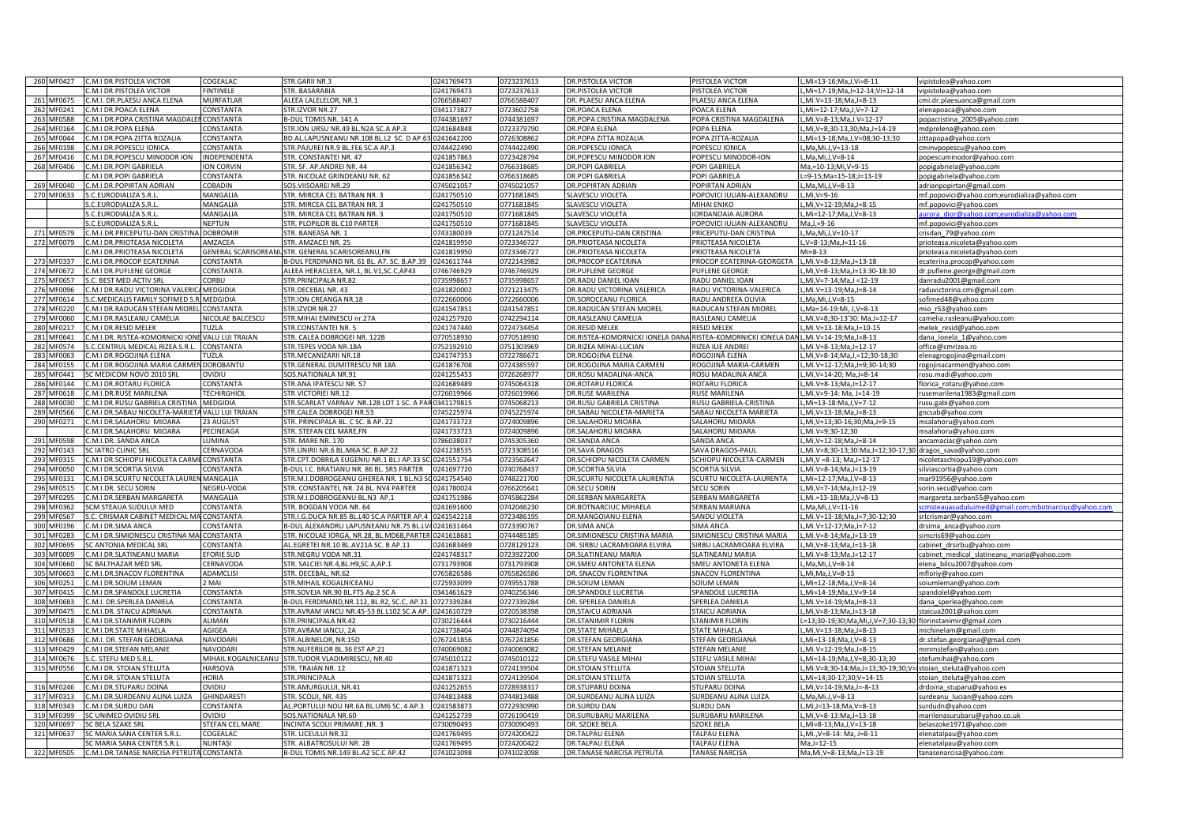| 260 | MF0427 | C.M.I DR.PISTOLEA VICTOR | COGEALAC | STR.GARII NR.3 | 0241769473 | 0723237613 | DR.PISTOLEA VICTOR | PISTOLEA VICTOR | L,Mi=13-16;Ma,J,Vi=8-11 | vipistolea@yahoo.com |
|---|---|---|---|---|---|---|---|---|---|---|
| | | C.M.I DR.PISTOLEA VICTOR | FINTINELE | STR. BASARABIA | 0241769473 | 0723237613 | DR.PISTOLEA VICTOR | PISTOLEA VICTOR | L,Mi=17-19;Ma,J=12-14;Vi=12-14 | vipistolea@yahoo.com |
| 261 | MF0675 | C.M.I. DR.PLAESU ANCA ELENA | MURFATLAR | ALEEA LALELELOR, NR.1 | 0766588407 | 0766588407 | DR. PLAESU ANCA ELENA | PLAESU ANCA ELENA | L,Mi.V=13-18;Ma,J=8-13 | cmi.dr.plaesuanca@gmail.com |
| 262 | MF0241 | C.M.I DR.POACA ELENA | CONSTANTA | STR.IZVOR NR 27 | 0341173827 | 0723602758 | DR.POACA ELENA | POACA ELENA | L,Mi=12-17;Ma,J,V=7-12 | elenapoaca@yahoo.com |
| 263 | MF0588 | C.M.I.DR.POPA CRISTINA MAGDALEN | CONSTANTA | B-DUL TOMIS NR. 141 A | 0744381697 | 0744381697 | DR.POPA CRISTINA MAGDALENA | POPA CRISTINA MAGDALENA | L,Mi,V=8-13;Ma,J.V=12-17 | popacristina_2005@yahoo.com |
| 264 | MF0164 | C.M.I DR.POPA ELENA | CONSTANTA | STR.ION URSU NR.49 BL.N2A SC.A AP.3 | 0241684848 | 0723379790 | DR.POPA ELENA | POPA ELENA | L,Mi,V=8;30-13,30;Ma,J=14-19 | mdprelena@yahoo.com |
| 265 | MF0044 | C.M.I DR.POPA ZITTA ROZALIA | CONSTANTA | BD.AL.LAPUSNEANU NR.108 BL.L2 SC. D AP.63 | 0241642200 | 0726308862 | DR.POPA ZITTA ROZALIA | POPA ZITTA-ROZALIA | L,Mi=13-18;Ma,J,V=08;30-13;30 | zittapopa@yahoo.com |
| 266 | MF0198 | C.M.I DR.POPESCU IONICA | CONSTANTA | STR.PAJUREI NR.9 BL.FE6 SC.A AP.3 | 0744422490 | 0744422490 | DR.POPESCU IONICA | POPESCU IONICA | L,Ma,Mi.J,V=13-18 | cminvpopescu@yahoo.com |
| 267 | MF0416 | C.M.I DR.POPESCU MINODOR ION | INDEPENDENTA | STR. CONSTANTEI NR. 47 | 0241857863 | 0723428794 | DR.POPESCU MINODOR ION | POPESCU MINODOR-ION | L,Ma,Mi,J,V=8-14 | popescuminodor@yahoo.com |
| 268 | MF0406 | C.M.I DR.POPI GABRIELA | ION CORVIN | STR. SF. AP.ANDREI NR. 44 | 0241856342 | 0766318685 | DR.POPI GABRIELA | POPI GABRIELA | Ma,=10-13;Mi,V=9-15 | popigabriela@yahoo.com |
| | | C.M.I DR.POPI GABRIELA | CONSTANTA | STR. NICOLAE GRINDEANU NR. 62 | 0241856342 | 0766318685 | DR.POPI GABRIELA | POPI GABRIELA | L=9-15;Ma=15-18;J=13-19 | popigabriela@yahoo.com |
| 269 | MF0040 | C.M.I DR.POPIRTAN ADRIAN | COBADIN | SOS.VIISOAREI NR.29 | 0745021057 | 0745021057 | DR.POPIRTAN ADRIAN | POPIRTAN ADRIAN | L,Ma,Mi,J,V=8-13 | adrianpopirtan@gmail.com |
| 270 | MF0633 | S.C.EURODIALIZA S.R.L. | MANGALIA | STR. MIRCEA CEL BATRAN NR. 3 | 0241750510 | 0771681845 | SLAVESCU VIOLETA | POPOVICI IULIAN-ALEXANDRU | L,Mi,V=9-16 | mf.popovici@yahoo.com;eurodializa@yahoo.com |
| | | S.C.EURODIALIZA S.R.L. | MANGALIA | STR. MIRCEA CEL BATRAN NR. 3 | 0241750510 | 0771681845 | SLAVESCU VIOLETA | MIHAI ENIKO | L,Mi,V=12-19;Ma,J=8-15 | mf.popovici@yahoo.com |
| | | S.C.EURODIALIZA S.R.L. | MANGALIA | STR. MIRCEA CEL BATRAN NR. 3 | 0241750510 | 0771681845 | SLAVESCU VIOLETA | IORDANOAIA AURORA | L,Mi=12-17;Ma,J,V=8-13 | aurora_dior@yahoo.com;eurodializa@yahoo.com |
| | | S.C.EURODIALIZA S.R.L. | NEPTUN | STR. PLOPILOR BL C10 PARTER | 0241750510 | 0771681845 | SLAVESCU VIOLETA | POPOVICI IULIAN-ALEXANDRU | Ma,J,=9-16 | mf.popovici@yahoo.com |
| 271 | MF0579 | C.M.I.DR.PRICEPUTU-DAN CRISTINA | DOBROMIR | STR. BANEASA NR. 1 | 0743180039 | 0721247514 | DR.PRICEPUTU-DAN CRISTINA | PRICEPUTU-DAN CRISTINA | L,Ma,Mi,J,V=10-17 | crisdan_79@yahoo.com |
| 272 | MF0079 | C.M.I.DR.PRIOTEASA NICOLETA | AMZACEA | STR. AMZACEI NR. 25 | 0241819950 | 0723346727 | DR.PRIOTEASA NICOLETA | PRIOTEASA NICOLETA | L,V=8-13;Ma,J=11-16 | prioteasa.nicoleta@yahoo.com |
| | | C.M.I.DR.PRIOTEASA NICOLETA | GENERAL SCARISOREANU | STR. GENERAL SCARISOREANU,FN | 0241819950 | 0723346727 | DR.PRIOTEASA NICOLETA | PRIOTEASA NICOLETA | Mi=8-13 | prioteasa.nicoleta@yahoo.com |
| 273 | MF0337 | C.M.I DR.PROCOP ECATERINA | CONSTANTA | B-DUL FERDINAND NR. 61 BL. A7. SC. B.AP.39 | 0241611744 | 0722143982 | DR.PROCOP ECATERINA | PROCOP ECATERINA-GEORGETA | L,Mi.V=8-13;Ma,J=13-18 | ecaterina.procop@yahoo.com |
| 274 | MF0672 | C.M.I DR.PUFLENE GEORGE | CONSTANTA | ALEEA HERACLEEA, NR.1, BL.V1,SC.C,AP43 | 0746746929 | 0746746929 | DR.PUFLENE GEORGE | PUFLENE GEORGE | L,Mi,V=8-13;Ma,J=13:30-18:30 | dr.puflene.george@gmail.com |
| 275 | MF0657 | S.C. BEST MED ACTIV SRL | CORBU | STR.PRINCIPALA NR.82 | 0735998657 | 0735998657 | DR.RADU DANIEL IOAN | RADU DANIEL IOAN | L,Mi,V=7-14;Ma,J =12-19 | danradu2001@gmail.com |
| 276 | MF0096 | C.M.I DR.RADU VICTORINA VALERICA | MEDGIDIA | STR.DECEBAL NR. 43 | 0241820002 | 0721213475 | DR.RADU VICTORINA VALERICA | RADU VICTORINA-VALERICA | L,Mi.V=13-19;Ma,J=8-14 | raduvictorina.cmi@gmail.com |
| 277 | MF0614 | S.C.MEDICALIS FAMILY SOFIMED S.R | MEDGIDIA | STR.ION CREANGA NR.18 | 0722660006 | 0722660006 | DR.SOROCEANU FLORICA | RADU ANDREEA OLIVIA | L,Ma,Mi,J,V=8-15 | sofimed48@yahoo.com |
| 278 | MF0220 | C.M.I DR.RADUCAN STEFAN MIOREL | CONSTANTA | STR.IZVOR NR.27 | 0241547851 | 0241547851 | DR.RADUCAN STEFAN MIOREL | RADUCAN STEFAN MIOREL | L,Ma=14-19:Mi, J,V=8-13 | mio_r53@yahoo.com |
| 279 | MF0060 | C.M.I DR.RASLEANU CAMELIA | NICOLAE BALCESCU | STR.MIHAI EMINESCU nr.27A | 0241257920 | 0742294114 | DR.RASLEANU CAMELIA | RASLEANU CAMELIA | L,Mi,V=8;30-13'30: Ma,J=12-17 | camelia.rasleanu@yahoo.com |
| 280 | MF0217 | C.M.I DR.RESID MELEK | TUZLA | STR.CONSTANTEI NR. 5 | 0241747440 | 0724734454 | DR.RESID MELEK | RESID MELEK | L,Mi.V=13-18:Ma,J=10-15 | melek_resid@yahoo.com |
| 281 | MF0641 | C.M.I.DR. RISTEA-KOMORNICKI IONE | VALU LUI TRAIAN | STR. CALEA DOBROGEI NR. 122B | 0770518930 | 0770518930 | DR.RISTEA-KOMORNICKI IONELA DANA | RISTEA-KOMORNICKI IONELA DAN | L,Mi.V=14-19;Ma,J=8-13 | dana_ionela_1@yahoo.com |
| 282 | MF0574 | S.C.CENTRUL MEDICAL RIZEA S.R.L. | CONSTANTA | STR.TEPES VODA NR.18A | 0752192910 | 0751303969 | DR.RIZEA MIHAI-LUCIAN | RIZEA ILIE ANDREI | L,Mi.V=8-13;Ma,J=12-17 | office@cmrizea.ro |
| 283 | MF0063 | C.M.I DR.ROGOJINA ELENA | TUZLA | STR.MECANIZARII NR.18 | 0241747353 | 0722786671 | DR.ROGOJINA ELENA | ROGOJINĂ ELENA | L,Mi,V=8-14;Ma,J,=12;30-18;30 | elenagrogojina@gmail.com |
| 284 | MF0155 | C.M.I DR.ROGOJINA MARIA CARMEN | DOROBANTU | STR.GENERAL DUMITRESCU NR 18A | 0241876708 | 0724385597 | DR.ROGOJINA MARIA CARMEN | ROGOJINĂ MARIA-CARMEN | L,Mi.V=12-17;Ma,J=9;30-14;30 | rogojinacarmen@yahoo.com |
| 285 | MF0441 | SC MEDICOM NOVO 2010 SRL | OVIDIU | SOS.NATIONALA NR.91 | 0241255453 | 0762626897 | DR.ROSU MADALINA-ANCA | ROSU MADALINA ANCA | L,Mi,V=14-20; Ma,J=8-14 | rosu.madi@yahoo.com |
| 286 | MF0144 | C.M.I DR.ROTARU FLORICA | CONSTANTA | STR.ANA IPATESCU NR. 57 | 0241689489 | 0745064318 | DR.ROTARU FLORICA | ROTARU FLORICA | L,Mi.V=8-13;Ma,J=12-17 | florica_rotaru@yahoo.com |
| 287 | MF0618 | C.M.I.DR.RUSE MARILENA | TECHIRGHIOL | STR.VICTORIEI NR.12 | 0726019966 | 0726019966 | DR.RUSE MARILENA | RUSE MARILENA | L,Mi,V=9-14: Ma, J=14-19 | rusemarilena1983@gmail.com |
| 288 | MF0030 | C.M.I DR.RUSU GABRIELA CRISTINA | MEDGIDIA | STR.SCARLAT VARNAV NR.12B LOT 1 SC. A PAR | 0341179815 | 0745068213 | DR.RUSU GABRIELA CRISTINA | RUSU GABRIELA-CRISTINA | L,Mi=13-18:Ma,J,V=7-12 | rusu.gabi@yahoo.com |
| 289 | MF0566 | C.M.I.DR.SABAU NICOLETA-MARIETA | VALU LUI TRAIAN | STR.CALEA DOBROGEI NR.53 | 0745225974 | 0745225974 | DR.SABAU NICOLETA-MARIETA | SABAU NICOLETA MARIETA | L,Mi,V=13-18;Ma,J=8-13 | gncsab@yahoo.com |
| 290 | MF0271 | C.M.I DR.SALAHORU MIOARA | 23 AUGUST | STR. PRINCIPALA BL. C SC. B AP. 22 | 0241733723 | 0724009896 | DR.SALAHORU MIOARA | SALAHORU MIOARA | L,Mi,V=13;30-16;30;Ma,J=9-15 | msalahoru@yahoo.com |
| | | C.M.I.DR.SALAHORU MIOARA | PECINEAGA | STR. STEFAN CEL MARE,FN | 0241733723 | 0724009896 | DR.SALAHORU MIOARA | SALAHORU MIOARA | L,Mi.V=9;30-12;30 | msalahoru@yahoo.com |
| 291 | MF0598 | C.M.I.DR. SANDA ANCA | LUMINA | STR. MARE NR. 170 | 0786038037 | 0745305360 | DR.SANDA ANCA | SANDA ANCA | L,Mi,V=12-18;Ma,J=8-14 | ancamaciac@yahoo.com |
| 292 | MF0143 | SC IATRO CLINIC SRL | CERNAVODA | STR.UNIRII NR.6 BL.M6A SC. B AP.22 | 0241238535 | 0723308516 | DR.SAVA DRAGOS | SAVA DRAGOS-PAUL | L,Mi,V=8;30-13;30:Ma,J=12;30-17;30 | dragos_sava@yahoo.com |
| 293 | MF0315 | C.M.I DR.SCHIOPU NICOLETA CARME | CONSTANTA | STR.CPT.DOBRILA EUGENIU NR.1 BL.I AP.33 SC | 0241551754 | 0723562647 | DR.SCHIOPU NICOLETA CARMEN | SCHIOPU NICOLETA-CARMEN | L,Mi,V =8-13; Ma,J=12-17 | nicoletaschiopu19@yahoo.com |
| 294 | MF0050 | C.M.I DR.SCORTIA SILVIA | CONSTANTA | B-DUL I.C. BRATIANU NR. 86 BL. SR5 PARTER | 0241697720 | 0740768437 | DR.SCORTIA SILVIA | SCORTIA SILVIA | L,Mi.V=8-14;Ma,J=13-19 | silviascortia@yahoo.com |
| 295 | MF0131 | C.M.I DR.SCURTU NICOLETA LAUREN | MANGALIA | STR.M.I.DOBROGEANU GHEREA NR. 1 BL.N3 SC | 0241754540 | 0748221700 | DR.SCURTU NICOLETA LAURENTIA | SCURTU NICOLETA-LAURENTA | L,Mi=12-17;Ma,J,V=8-13 | mar91956@yahoo.com |
| 296 | MF0515 | C.M.I.DR. SECU SORIN | NEGRU-VODA | STR. CONSTANTEI, NR. 24 BL. NV4 PARTER | 0241780024 | 0766205641 | DR.SECU SORIN | SECU SORIN | L,Mi,V=7-14;Ma,J=12-19 | sorin.secu@yahoo.com |
| 297 | MF0295 | C.M.I DR.SERBAN MARGARETA | MANGALIA | STR.M.I.DOBROGEANU BL.N3 AP.1 | 0241751986 | 0745862284 | DR.SERBAN MARGARETA | SERBAN MARGARETA | L,Mi.=13-18;Ma,J,V=8-13 | margareta.serban55@yahoo.com |
| 298 | MF0362 | SCM STEAUA SUDULUI MED | CONSTANTA | STR. BOGDAN VODA NR. 64 | 0241691600 | 0742046230 | DR.BOTNARCIUC MIHAELA | SERBAN MARIANA | L,Ma,Mi,J,V=11-16 | scmsteauasuduluimed@gmail.com;mbotnarciuc@yahoo.com |
| 299 | MF0567 | S.C. CRISMAR CABINET MEDICAL MA | CONSTANTA | STR.I.G.DUCA NR.85 BL.L40 SC.A PARTER AP.4 | 0241542218 | 0723486195 | DR.MANGOIANU ELENA | SANDU VIOLETA | L,Mi.V=13-18;Ma,J=7;30-12;30 | srlcrismar@yahoo.com |
| 300 | MF0196 | C.M.I DR.SIMA ANCA | CONSTANTA | B-DUL ALEXANDRU LAPUSNEANU NR.75 BL.LV4 | 0241631464 | 0723390767 | DR.SIMA ANCA | SIMA ANCA | L,Mi.V=12-17;Ma,J=7-12 | drsima_anca@yahoo.com |
| 301 | MF0283 | C.M.I DR.SIMIONESCU CRISTINA MA | CONSTANTA | STR. NICOLAE IORGA, NR.28, BL.MD6B,PARTER | 0241616881 | 0744485185 | DR.SIMIONESCU CRISTINA MARIA | SIMIONESCU CRISTINA MARIA | L,Mi.V=8-14;Ma,J=13-19 | simcris69@yahoo.com |
| 302 | MF0695 | SC ANTONIA MEDICAL SRL | CONSTANTA | AL.EGRETEI NR.10 BL.AV21A SC. B AP.11 | 0241683469 | 0728129123 | DR. SIRBU LACRAMIOARA ELVIRA | SIRBU LACRAMIOARA ELVIRA | L,Mi,V=8-13;Ma,J=13-18 | cabinet_drsirbu@yahoo.com |
| 303 | MF0009 | C.M.I DR.SLATINEANU MARIA | EFORIE SUD | STR.NEGRU VODA NR.31 | 0241748317 | 0723927200 | DR.SLATINEANU MARIA | SLATINEANU MARIA | L,Mi.V=8-13;Ma,J=12-17 | cabinet_medical_slatineanu_maria@yahoo.com |
| 304 | MF0660 | SC BALTHAZAR MED SRL | CERNAVODA | STR. SALCIEI NR.4,BL.H9,SC.A,AP.1 | 0731793908 | 0731793908 | DR.SMEU ANTONETA ELENA | SMEU ANTONETA ELENA | L,Ma,Mi,J,V=8-14 | elena_bilcu2007@yahoo.com |
| 305 | MF0603 | C.M.I.DR.SNACOV FLORENTINA | ADAMCLISI | STR. DECEBAL, NR.62 | 0765826586 | 0765826586 | DR. SNACOV FLORENTINA | SNACOV FLORENTINA | L,Mi,Ma,J,V=8-13 | mfloriy@yahoo.com |
| 306 | MF0251 | C.M.I DR.SOIUM LEMAN | 2 MAI | STR.MIHAIL KOGALNICEANU | 0725933099 | 0749551788 | DR.SOIUM LEMAN | SOIUM LEMAN | L,Mi=12-18;Ma,J,V=8-14 | soiumleman@yahoo.com |
| 307 | MF0415 | C.M.I DR.SPANDOLE LUCRETIA | CONSTANTA | STR.SOVEJA NR.90 BL.FT5 Ap.2 SC A | 0341461629 | 0740256346 | DR.SPANDOLE LUCRETIA | SPANDOLE LUCRETIA | L,Mi=14-19;Ma,J,V=9-14 | spandolel@yahoo.com |
| 308 | MF0683 | C.M.I. DR.SPERLEA DANIELA | CONSTANTA | B-DUL FERDINAND,NR.112, BL.R2, SC.C, AP.31 | 0727339284 | 0727339284 | DR. SPERLEA DANIELA | SPERLEA DANIELA | L,Mi.V=14-19;Ma,J=8-13 | dana_sperlea@yahoo.com |
| 309 | MF0475 | C.M.I.DR. STAICU ADRIANA | CONSTANTA | STR.AVRAM IANCU NR.45-53 BL L102 SC.A AP. | 0241610729 | 0720538398 | DR.STAICU ADRIANA | STAICU ADRIANA | L,Mi,V=8-13;Ma,J=13-18 | staicua2001@yahoo.com |
| 310 | MF0518 | C.M.I DR.STANIMIR FLORIN | ALIMAN | STR.PRINCIPALA NR.42 | 0730216444 | 0730216444 | DR.STANIMIR FLORIN | STANIMIR FLORIN | L=13;30-19;30;Ma,Mi,J,V=7;30-13;30 | florinstanimir@gmail.com |
| 311 | MF0533 | C.M.I.DR.STATE MIHAELA | AGIGEA | STR.AVRAM IANCU, 2A | 0241738404 | 0744874094 | DR.STATE MIHAELA | STATE MIHAELA | L,Mi,V=13-18;Ma,J=8-13 | michinelam@gmail.com |
| 312 | MF0686 | C.M.I. DR. STEFAN GEORGIANA | NAVODARI | STR.ALBINELOR, NR.15D | 0767241856 | 0767241856 | DR.STEFAN GEORGIANA | STEFAN GEORGIANA | L,Mi=13-18;Ma,J,V=8-13 | dr.stefan.georgiana@gmail.com |
| 313 | MF0429 | C.M.I DR.STEFAN MELANIE | NAVODARI | STR.NUFERILOR BL.36 EST AP.21 | 0740069082 | 0740069082 | DR.STEFAN MELANIE | STEFAN MELANIE | L,Mi.V=12-19;Ma,J=8-15 | mmmstefan@yahoo.com |
| 314 | MF0676 | S.C. STEFU MED S.R.L. | MIHAIL KOGALNICEANU | STR.TUDOR VLADIMIRESCU, NR.40 | 0745010122 | 0745010122 | DR.STEFU VASILE MIHAI | STEFU VASILE MIHAI | L,Mi=14-19;Ma,J,V=8;30-13;30 | stefumihai@yahoo.com |
| 315 | MF0556 | C.M.I DR. STOIAN STELUTA | HARSOVA | STR. TRAIAN NR. 12 | 0241871323 | 0724139504 | DR.STOIAN STELUTA | STOIAN STELUTA | L,Mi.V=8;30-14;Ma,J=13;30-19;30;V= | stoian_steluta@yahoo.com |
| | | C.M.I DR. STOIAN STELUTA | HORIA | STR.PRINCIPALA | 0241871323 | 0724139504 | DR.STOIAN STELUTA | STOIAN STELUTA | L,Mi=14;30-17;30;V=14-15 | stoian_steluta@yahoo.com |
| 316 | MF0246 | C.M.I DR.STUPARU DOINA | OVIDIU | STR.AMURGULUI, NR.41 | 0241252655 | 0728938317 | DR.STUPARU DOINA | STUPARU DOINA | L,Mi,V=14-19;Ma,J=-8-13 | drdoina_stuparu@yahoo.es |
| 317 | MF0313 | C.M.I DR.SURDEANU ALINA LUIZA | GHINDARESTI | STR. SCOLII, NR. 435 | 0744813488 | 0744813488 | DR.SURDEANU ALINA LUIZA | SURDEANU ALINA LUIZA | L,Ma,Mi.J,V=8-13 | surdeanu_lucian@yahoo.com |
| 318 | MF0343 | C.M.I DR.SURDU DAN | CONSTANTA | AL.PORTULUI NOU NR.6A BL.UM6 SC. 4 AP.3 | 0241583873 | 0722930990 | DR.SURDU DAN | SURDU DAN | L,Mi,J=13-18;Ma,V=8-13 | surdudn@yahoo.com |
| 319 | MF0399 | SC UNIMED OVIDIU SRL | OVIDIU | SOS.NATIONALA NR.60 | 0241252739 | 0726190419 | DR.SURUBARU MARILENA | SURUBARU MARILENA | L,Mi,V=8-13;Ma,J=13-18 | marilenasurubaru@yahoo.co.uk |
| 320 | MF0697 | SC BELA SZAKE SRL | STEFAN CEL MARE | INCINTA SCOLII PRIMARE ,NR. 3 | 0730090493 | 0730090493 | DR. SZOKE BELA | SZOKE BELA | L,Mi=8-13;Ma,J,V=13-18 | belaszoke1971@yahoo.com |
| 321 | MF0637 | SC MARIA SANA CENTER S.R.L. | COGEALAC | STR. LICEULUI NR.32 | 0241769495 | 0724200422 | DR.TALPAU ELENA | TALPAU ELENA | L,Mi.,V=8-14: Ma, J=8-11 | elenatalpau@yahoo.com |
| | | SC MARIA SANA CENTER S.R.L. | NUNTAȘI | STR. ALBATROSULUI NR. 28 | 0241769495 | 0724200422 | DR.TALPAU ELENA | TALPAU ELENA | Ma,J=12-15 | elenatalpau@yahoo.com |
| 322 | MF0505 | C.M.I.DR.TANASE NARCISA PETRUTA | CONSTANTA | B-DUL TOMIS NR.149 BL.A2 SC.C AP.42 | 0741023098 | 0741023098 | DR.TANASE NARCISA PETRUTA | TANASE NARCISA | Ma,Mi,V=8-13;Ma,J=13-19 | tanasenarcisa@yahoo.com |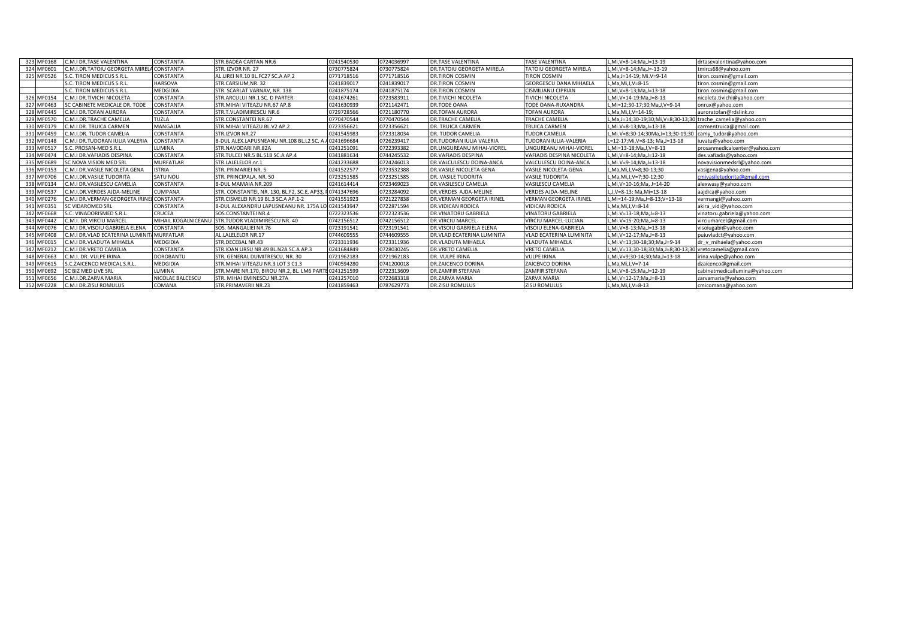| | | | | | | | | | | |
|---|---|---|---|---|---|---|---|---|---|---|
| 323 | MF0168 | C.M.I DR.TASE VALENTINA | CONSTANTA | STR.BADEA CARTAN NR.6 | 0241540530 | 0724036997 | DR.TASE VALENTINA | TASE VALENTINA | L,Mi,V=8-14:Ma,J=13-19 | drtasevalentina@yahoo.com |
| 324 | MF0601 | C.M.I.DR.TATOIU GEORGETA MIRELA | CONSTANTA | STR. IZVOR NR. 27 | 0730775824 | 0730775824 | DR.TATOIU GEORGETA MIRELA | TATOIU GEORGETA MIRELA | L,Mi,V=8-14;Ma,J=-13-19 | tmircs68@yahoo.com |
| 325 | MF0526 | S.C. TIRON MEDICUS S.R.L. | CONSTANTA | AL.LIREI NR.10 BL.FC27 SC.A AP.2 | 0771718516 | 0771718516 | DR.TIRON COSMIN | TIRON COSMIN | L,Ma,J=14-19; Mi.V=9-14 | tiron.cosmin@gmail.com |
| | | S.C. TIRON MEDICUS S.R.L. | HARSOVA | STR.CARSIUM,NR. 32 | 0241839017 | 0241839017 | DR.TIRON COSMIN | GEORGESCU DANA MIHAELA | L,Ma,Mi,J,V=8-15 | tiron.cosmin@gmail.com |
| | | S.C. TIRON MEDICUS S.R.L. | MEDGIDIA | STR. SCARLAT VARNAV, NR. 13B | 0241875174 | 0241875174 | DR.TIRON COSMIN | CISMILIANU CIPRIAN | L,Mi,V=8-13;Ma,J=13-18 | tiron.cosmin@gmail.com |
| 326 | MF0154 | C.M.I DR.TIVICHI NICOLETA | CONSTANTA | STR.ARCULUI NR.1 SC. D PARTER | 0241674261 | 0723583911 | DR.TIVICHI NICOLETA | TIVICHI NICOLETA | L,Mi,V=14-19:Ma,J=8-13 | nicoleta.tivichi@yahoo.com |
| 327 | MF0463 | SC CABINETE MEDICALE DR. TODE | CONSTANTA | STR.MIHAI VITEAZU NR.67 AP.8 | 0241630939 | 0721142471 | DR.TODE OANA | TODE OANA-RUXANDRA | L,Mi=12;30-17;30;Ma,J,V=9-14 | onrux@yahoo.com |
| 328 | MF0445 | C.M.I DR.TOFAN AURORA | CONSTANTA | STR.T.VLADIMIRESCU NR.6 | 0729728566 | 0721180770 | DR.TOFAN AURORA | TOFAN AURORA | L,Ma,Mi,J,V=14-19; | auroratofan@rdslink.ro |
| 329 | MF0570 | C.M.I.DR.TRACHE CAMELIA | TUZLA | STR.CONSTANTEI NR.67 | 0770470544 | 0770470544 | DR.TRACHE CAMELIA | TRACHE CAMELIA | L,Ma,J=14;30-19;30;Mi,V=8;30-13;30 | trache_camelia@yahoo.com |
| 330 | MF0179 | C.M.I DR. TRUICA CARMEN | MANGALIA | STR.MIHAI VITEAZU BL.V2 AP.2 | 0723356621 | 0723356621 | DR. TRUICA CARMEN | TRUICA CARMEN | L,Mi.V=8-13;Ma,J=13-18 | carmentruica@gmail.com |
| 331 | MF0459 | C.M.I.DR. TUDOR CAMELIA | CONSTANTA | STR.IZVOR NR.27 | 0241545983 | 0723318034 | DR. TUDOR CAMELIA | TUDOR CAMELIA | L,Mi.V=8;30-14;30Ma,J=13;30-19;30 | camy_tudor@yahoo.com |
| 332 | MF0148 | C.M.I DR.TUDORAN IULIA VALERIA | CONSTANTA | B-DUL ALEX.LAPUSNEANU NR.108 BL.L2 SC. A A | 0241696684 | 0726239417 | DR.TUDORAN IULIA VALERIA | TUDORAN IULIA-VALERIA | L=12-17;Mi,V=8-13; Ma,J=13-18 | iuvatu@yahoo.com |
| 333 | MF0517 | S.C. PROSAN-MED S.R.L. | LUMINA | STR.NAVODARI NR.82A | 0241251091 | 0722393382 | DR.UNGUREANU MIHAI-VIOREL | UNGUREANU MIHAI-VIOREL | L,Mi=13-18;Ma,J,V=8-13 | prosanmedicalcenter@yahoo.com |
| 334 | MF0474 | C.M.I DR.VAFIADIS DESPINA | CONSTANTA | STR.TULCEI NR.5 BL.S1B SC.A AP.4 | 0341881634 | 0744245532 | DR.VAFIADIS DESPINA | VAFIADIS DESPINA NICOLETA | L,Mi,V=8-14;Ma,J=12-18 | des.vafiadis@yahoo.com |
| 335 | MF0689 | SC NOVA VISION MED SRL | MURFATLAR | STR.LALELELOR nr.1 | 0241233688 | 0724246013 | DR.VALCULESCU DOINA-ANCA | VALCULESCU DOINA-ANCA | L,Mi.V=9-14;Ma,J=13-18 | novavisionmedsrl@yahoo.com |
| 336 | MF0153 | C.M.I DR.VASILE NICOLETA GENA | ISTRIA | STR. PRIMARIEI NR. 5 | 0241522577 | 0723532388 | DR.VASILE NICOLETA GENA | VASILE NICOLETA-GENA | L,Ma,Mi,J,V=8;30-13;30 | vasigena@yahoo.com |
| 337 | MF0706 | C.M.I.DR.VASILE TUDORITA | SATU NOU | STR. PRINCIPALA, NR. 50 | 0723251585 | 0723251585 | DR. VASILE TUDORITA | VASILE TUDORITA | L,Ma,Mi,J,V=7;30-12;30 | cmivasiletudorita@gmail.com |
| 338 | MF0134 | C.M.I DR.VASILESCU CAMELIA | CONSTANTA | B-DUL MAMAIA NR.209 | 0241614414 | 0723469023 | DR.VASILESCU CAMELIA | VASILESCU CAMELIA | L,Mi,V=10-16;Ma, J=14-20 | alexwasy@yahoo.com |
| 339 | MF0537 | C.M.I.DR.VERDES AJDA-MELINE | CUMPANA | STR. CONSTANTEI, NR. 130, BL.F2, SC.E, AP33, P | 0741347696 | 0723284092 | DR.VERDES AJDA-MELINE | VERDES AJDA-MELINE | L,J,V=8-13: Ma,Mi=13-18 | aajdica@yahoo.com |
| 340 | MF0276 | C.M.I DR.VERMAN GEORGETA IRINEL | CONSTANTA | STR.CISMELEI NR.19 BL.3 SC.A AP.1-2 | 0241551923 | 0721227838 | DR.VERMAN GEORGETA IRINEL | VERMAN GEORGETA IRINEL | L,Mi=14-19;Ma,J=8-13;V=13-18 | vermangi@yahoo.com |
| 341 | MF0351 | SC VIDAROMED SRL | CONSTANTA | B-DUL ALEXANDRU LAPUSNEANU NR. 175A LO | 0241543947 | 0722871594 | DR.VIDICAN RODICA | VIDICAN RODICA | L,Ma,Mi,J,V=8-14 | akira_vidi@yahoo.com |
| 342 | MF0668 | S.C. VINADORISMED S.R.L. | CRUCEA | SOS.CONSTANTEI NR.4 | 0722323536 | 0722323536 | DR.VINATORU GABRIELA | VINATORU GABRIELA | L,Mi.V=13-18;Ma,J=8-13 | vinatoru.gabriela@yahoo.com |
| 343 | MF0442 | C.M.I. DR.VIRCIU MARCEL | MIHAIL KOGALNICEANU | STR.TUDOR VLADIMIRESCU NR. 40 | 0742156512 | 0742156512 | DR.VIRCIU MARCEL | VÎRCIU MARCEL-LUCIAN | L,Mi.V=15-20;Ma,J=8-13 | virciumarcel@gmail.com |
| 344 | MF0076 | C.M.I DR.VISOIU GABRIELA ELENA | CONSTANTA | SOS. MANGALIEI NR.76 | 0723191541 | 0723191541 | DR.VISOIU GABRIELA ELENA | VISOIU ELENA-GABRIELA | L,Mi,V=8-13;Ma,J=13-18 | visoiugabi@yahoo.com |
| 345 | MF0408 | C.M.I DR.VLAD ECATERINA LUMINITA | MURFATLAR | AL.LALELELOR NR.17 | 0744609555 | 0744609555 | DR.VLAD ECATERINA LUMINITA | VLAD ECATERINA LUMINITA | L,Mi,V=12-17;Ma,J=8-13 | puiuvladct@yahoo.com |
| 346 | MF0015 | C.M.I DR.VLADUTA MIHAELA | MEDGIDIA | STR.DECEBAL NR.43 | 0723311936 | 0723311936 | DR.VLADUTA MIHAELA | VLADUTA MIHAELA | L,Mi.V=13;30-18;30;Ma,J=9-14 | dr_v_mihaela@yahoo.com |
| 347 | MF0212 | C.M.I DR.VRETO CAMELIA | CONSTANTA | STR.IOAN URSU NR.49 BL.N2A SC.A AP.3 | 0241684849 | 0728030245 | DR.VRETO CAMELIA | VRETO CAMELIA | L,Mi,V=13;30-18;30;Ma,J=8;30-13;30 | vretocamelia@gmail.com |
| 348 | MF0663 | C.M.I. DR. VULPE IRINA | DOROBANTU | STR. GENERAL DUMITRESCU, NR. 30 | 0721962183 | 0721962183 | DR. VULPE IRINA | VULPE IRINA | L,Mi,V=9;30-14;30;Ma,J=13-18 | irina.vulpe@yahoo.com |
| 349 | MF0615 | S.C.ZAICENCO MEDICAL S.R.L. | MEDGIDIA | STR.MIHAI VITEAZU NR.3 LOT 3 C1.3 | 0740594280 | 0741200018 | DR.ZAICENCO DORINA | ZAICENCO DORINA | L,Ma,Mi,J,V=7-14 | dzaicenco@gmail.com |
| 350 | MF0692 | SC BIZ MED LIVE SRL | LUMINA | STR.MARE NR.170, BIROU NR.2, BL. LM6 PARTE | 0241251599 | 0722313609 | DR.ZAMFIR STEFANA | ZAMFIR STEFANA | L,Mi,V=8-15:Ma,J=12-19 | cabinetmedicallumina@yahoo.com |
| 351 | MF0656 | C.M.I.DR.ZARVA MARIA | NICOLAE BALCESCU | STR. MIHAI EMINESCU NR.27A | 0241257010 | 0722683318 | DR.ZARVA MARIA | ZARVA MARIA | L,Mi,V=12-17;Ma,J=8-13 | zarvamaria@yahoo.com |
| 352 | MF0228 | C.M.I DR.ZISU ROMULUS | COMANA | STR.PRIMAVERII NR.23 | 0241859463 | 0787629773 | DR.ZISU ROMULUS | ZISU ROMULUS | L,Ma,Mi,J,V=8-13 | cmicomana@yahoo.com |